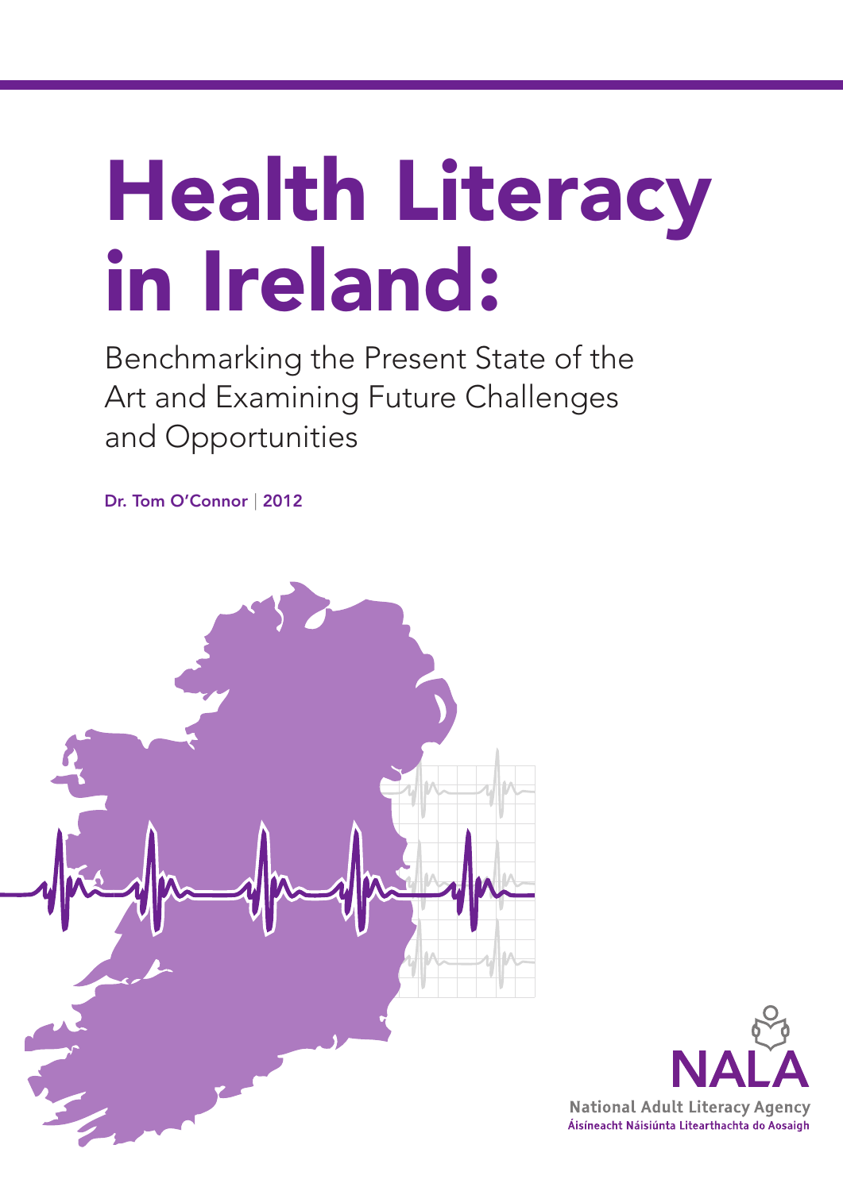# Health Literacy in Ireland:

## Benchmarking the Present State of the Art and Examining Future Challenges and Opportunities

**Dr. Tom O'Connor** | **2012**

NALA

National Adult Literacy Agency

Áisíneacht Náisiúnta Litearthachta do Aosaigh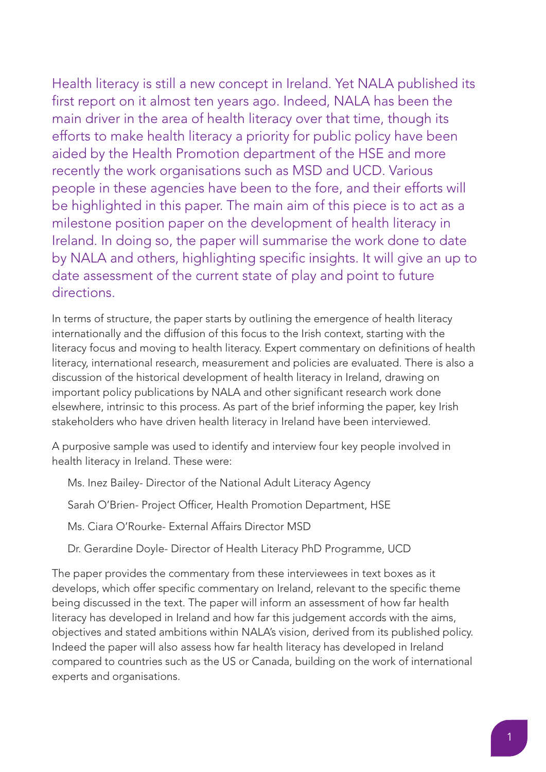Health literacy is still a new concept in Ireland. Yet NALA published its first report on it almost ten years ago. Indeed, NALA has been the main driver in the area of health literacy over that time, though its efforts to make health literacy a priority for public policy have been aided by the Health Promotion department of the HSE and more recently the work organisations such as MSD and UCD. Various people in these agencies have been to the fore, and their efforts will be highlighted in this paper. The main aim of this piece is to act as a milestone position paper on the development of health literacy in Ireland. In doing so, the paper will summarise the work done to date by NALA and others, highlighting specific insights. It will give an up to date assessment of the current state of play and point to future directions.

In terms of structure, the paper starts by outlining the emergence of health literacy internationally and the diffusion of this focus to the Irish context, starting with the literacy focus and moving to health literacy. Expert commentary on definitions of health literacy, international research, measurement and policies are evaluated. There is also a discussion of the historical development of health literacy in Ireland, drawing on important policy publications by NALA and other significant research work done elsewhere, intrinsic to this process. As part of the brief informing the paper, key Irish stakeholders who have driven health literacy in Ireland have been interviewed.

A purposive sample was used to identify and interview four key people involved in health literacy in Ireland. These were:

- Ms. Inez Bailey- Director of the National Adult Literacy Agency
- Sarah O'Brien- Project Officer, Health Promotion Department, HSE
- Ms. Ciara O'Rourke- External Affairs Director MSD
- Dr. Gerardine Doyle- Director of Health Literacy PhD Programme, UCD

The paper provides the commentary from these interviewees in text boxes as it develops, which offer specific commentary on Ireland, relevant to the specific theme being discussed in the text. The paper will inform an assessment of how far health literacy has developed in Ireland and how far this judgement accords with the aims, objectives and stated ambitions within NALA's vision, derived from its published policy. Indeed the paper will also assess how far health literacy has developed in Ireland compared to countries such as the US or Canada, building on the work of international experts and organisations.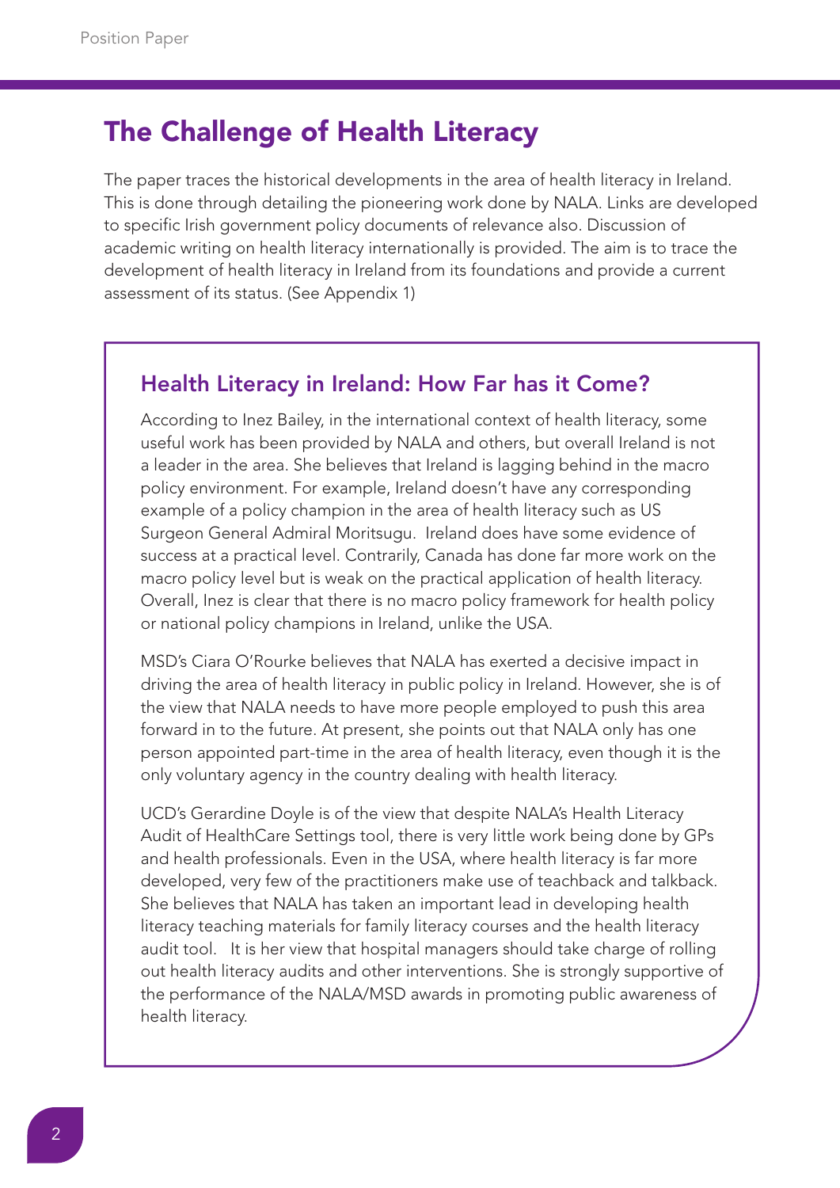## The Challenge of Health Literacy

The paper traces the historical developments in the area of health literacy in Ireland. This is done through detailing the pioneering work done by NALA. Links are developed to specific Irish government policy documents of relevance also. Discussion of academic writing on health literacy internationally is provided. The aim is to trace the development of health literacy in Ireland from its foundations and provide a current assessment of its status. (See Appendix 1)

### Health Literacy in Ireland: How Far has it Come?

According to Inez Bailey, in the international context of health literacy, some useful work has been provided by NALA and others, but overall Ireland is not a leader in the area. She believes that Ireland is lagging behind in the macro policy environment. For example, Ireland doesn't have any corresponding example of a policy champion in the area of health literacy such as US Surgeon General Admiral Moritsugu. Ireland does have some evidence of success at a practical level. Contrarily, Canada has done far more work on the macro policy level but is weak on the practical application of health literacy. Overall, Inez is clear that there is no macro policy framework for health policy or national policy champions in Ireland, unlike the USA.

MSD's Ciara O'Rourke believes that NALA has exerted a decisive impact in driving the area of health literacy in public policy in Ireland. However, she is of the view that NALA needs to have more people employed to push this area forward in to the future. At present, she points out that NALA only has one person appointed part-time in the area of health literacy, even though it is the only voluntary agency in the country dealing with health literacy.

UCD's Gerardine Doyle is of the view that despite NALA's Health Literacy Audit of HealthCare Settings tool, there is very little work being done by GPs and health professionals. Even in the USA, where health literacy is far more developed, very few of the practitioners make use of teachback and talkback. She believes that NALA has taken an important lead in developing health literacy teaching materials for family literacy courses and the health literacy audit tool. It is her view that hospital managers should take charge of rolling out health literacy audits and other interventions. She is strongly supportive of the performance of the NALA/MSD awards in promoting public awareness of health literacy.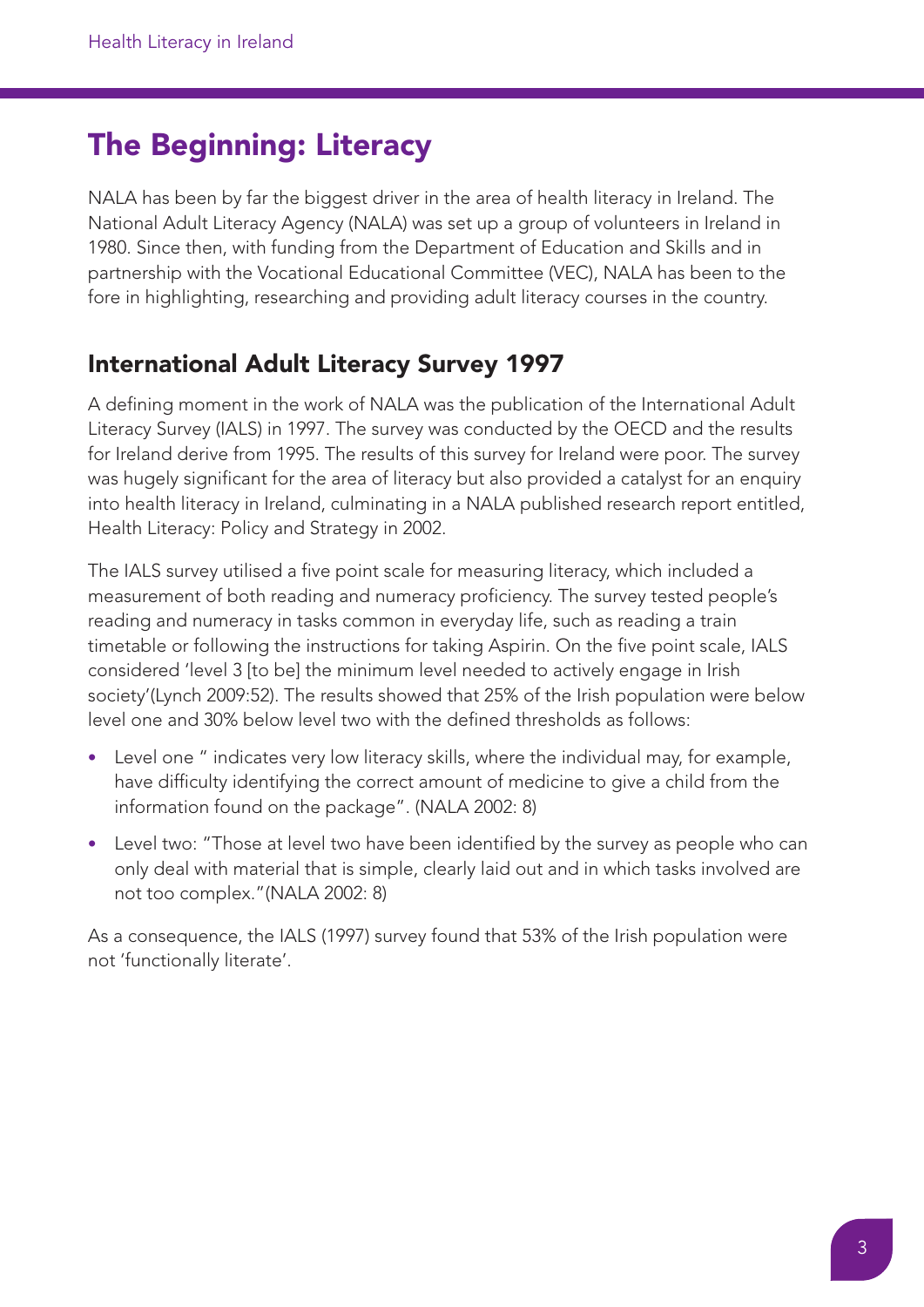## The Beginning: Literacy

NALA has been by far the biggest driver in the area of health literacy in Ireland. The National Adult Literacy Agency (NALA) was set up a group of volunteers in Ireland in 1980. Since then, with funding from the Department of Education and Skills and in partnership with the Vocational Educational Committee (VEC), NALA has been to the fore in highlighting, researching and providing adult literacy courses in the country.

### International Adult Literacy Survey 1997

A defining moment in the work of NALA was the publication of the International Adult Literacy Survey (IALS) in 1997. The survey was conducted by the OECD and the results for Ireland derive from 1995. The results of this survey for Ireland were poor. The survey was hugely significant for the area of literacy but also provided a catalyst for an enquiry into health literacy in Ireland, culminating in a NALA published research report entitled, Health Literacy: Policy and Strategy in 2002.

The IALS survey utilised a five point scale for measuring literacy, which included a measurement of both reading and numeracy proficiency. The survey tested people's reading and numeracy in tasks common in everyday life, such as reading a train timetable or following the instructions for taking Aspirin. On the five point scale, IALS considered 'level 3 [to be] the minimum level needed to actively engage in Irish society'(Lynch 2009:52). The results showed that 25% of the Irish population were below level one and 30% below level two with the defined thresholds as follows:

- Level one " indicates very low literacy skills, where the individual may, for example, have difficulty identifying the correct amount of medicine to give a child from the information found on the package". (NALA 2002: 8)
- Level two: "Those at level two have been identified by the survey as people who can only deal with material that is simple, clearly laid out and in which tasks involved are not too complex."(NALA 2002: 8)

As a consequence, the IALS (1997) survey found that 53% of the Irish population were not 'functionally literate'.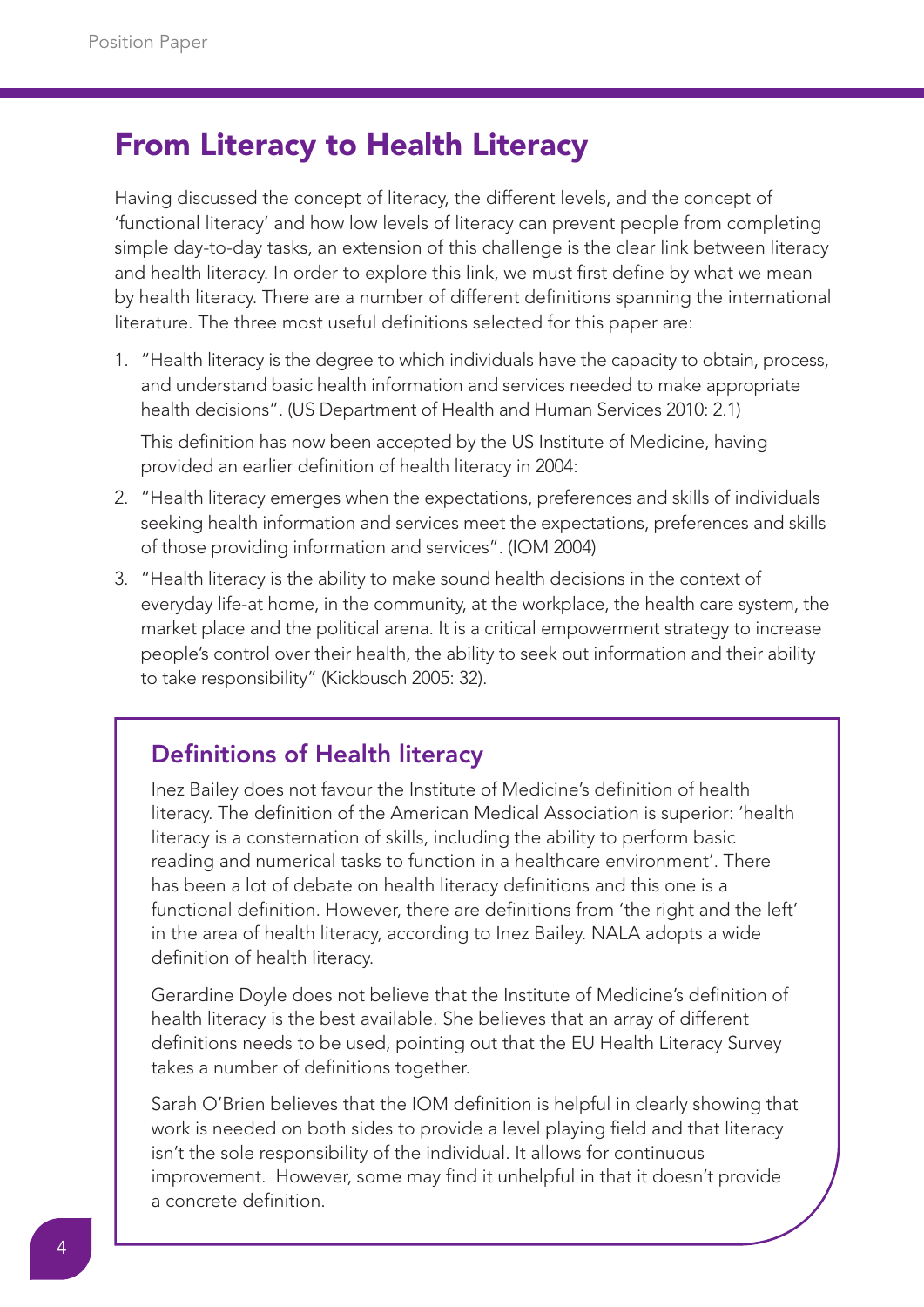## From Literacy to Health Literacy

Having discussed the concept of literacy, the different levels, and the concept of 'functional literacy' and how low levels of literacy can prevent people from completing simple day-to-day tasks, an extension of this challenge is the clear link between literacy and health literacy. In order to explore this link, we must first define by what we mean by health literacy. There are a number of different definitions spanning the international literature. The three most useful definitions selected for this paper are:

1. "Health literacy is the degree to which individuals have the capacity to obtain, process, and understand basic health information and services needed to make appropriate health decisions". (US Department of Health and Human Services 2010: 2.1)

   This definition has now been accepted by the US Institute of Medicine, having provided an earlier definition of health literacy in 2004:

2. "Health literacy emerges when the expectations, preferences and skills of individuals seeking health information and services meet the expectations, preferences and skills of those providing information and services". (IOM 2004)

3. "Health literacy is the ability to make sound health decisions in the context of everyday life-at home, in the community, at the workplace, the health care system, the market place and the political arena. It is a critical empowerment strategy to increase people's control over their health, the ability to seek out information and their ability to take responsibility" (Kickbusch 2005: 32).

### Definitions of Health literacy

Inez Bailey does not favour the Institute of Medicine's definition of health literacy. The definition of the American Medical Association is superior: 'health literacy is a consternation of skills, including the ability to perform basic reading and numerical tasks to function in a healthcare environment'. There has been a lot of debate on health literacy definitions and this one is a functional definition. However, there are definitions from 'the right and the left' in the area of health literacy, according to Inez Bailey. NALA adopts a wide definition of health literacy.

Gerardine Doyle does not believe that the Institute of Medicine's definition of health literacy is the best available. She believes that an array of different definitions needs to be used, pointing out that the EU Health Literacy Survey takes a number of definitions together.

Sarah O'Brien believes that the IOM definition is helpful in clearly showing that work is needed on both sides to provide a level playing field and that literacy isn't the sole responsibility of the individual. It allows for continuous improvement. However, some may find it unhelpful in that it doesn't provide a concrete definition.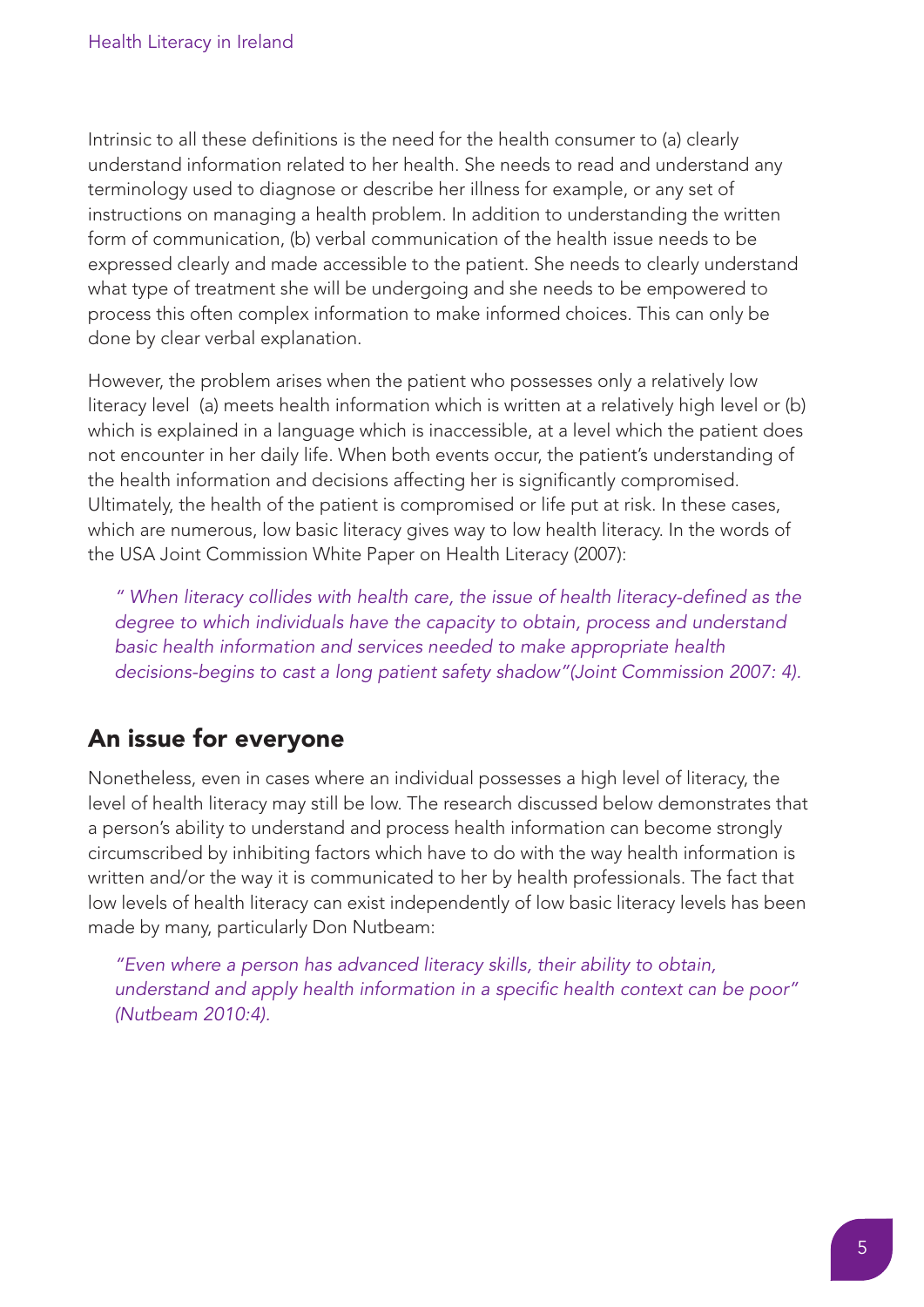Intrinsic to all these definitions is the need for the health consumer to (a) clearly understand information related to her health. She needs to read and understand any terminology used to diagnose or describe her illness for example, or any set of instructions on managing a health problem. In addition to understanding the written form of communication, (b) verbal communication of the health issue needs to be expressed clearly and made accessible to the patient. She needs to clearly understand what type of treatment she will be undergoing and she needs to be empowered to process this often complex information to make informed choices. This can only be done by clear verbal explanation.

However, the problem arises when the patient who possesses only a relatively low literacy level (a) meets health information which is written at a relatively high level or (b) which is explained in a language which is inaccessible, at a level which the patient does not encounter in her daily life. When both events occur, the patient's understanding of the health information and decisions affecting her is significantly compromised. Ultimately, the health of the patient is compromised or life put at risk. In these cases, which are numerous, low basic literacy gives way to low health literacy. In the words of the USA Joint Commission White Paper on Health Literacy (2007):

> *" When literacy collides with health care, the issue of health literacy-defined as the degree to which individuals have the capacity to obtain, process and understand basic health information and services needed to make appropriate health decisions-begins to cast a long patient safety shadow"(Joint Commission 2007: 4).*

## An issue for everyone

Nonetheless, even in cases where an individual possesses a high level of literacy, the level of health literacy may still be low. The research discussed below demonstrates that a person's ability to understand and process health information can become strongly circumscribed by inhibiting factors which have to do with the way health information is written and/or the way it is communicated to her by health professionals. The fact that low levels of health literacy can exist independently of low basic literacy levels has been made by many, particularly Don Nutbeam:

> *"Even where a person has advanced literacy skills, their ability to obtain, understand and apply health information in a specific health context can be poor" (Nutbeam 2010:4).*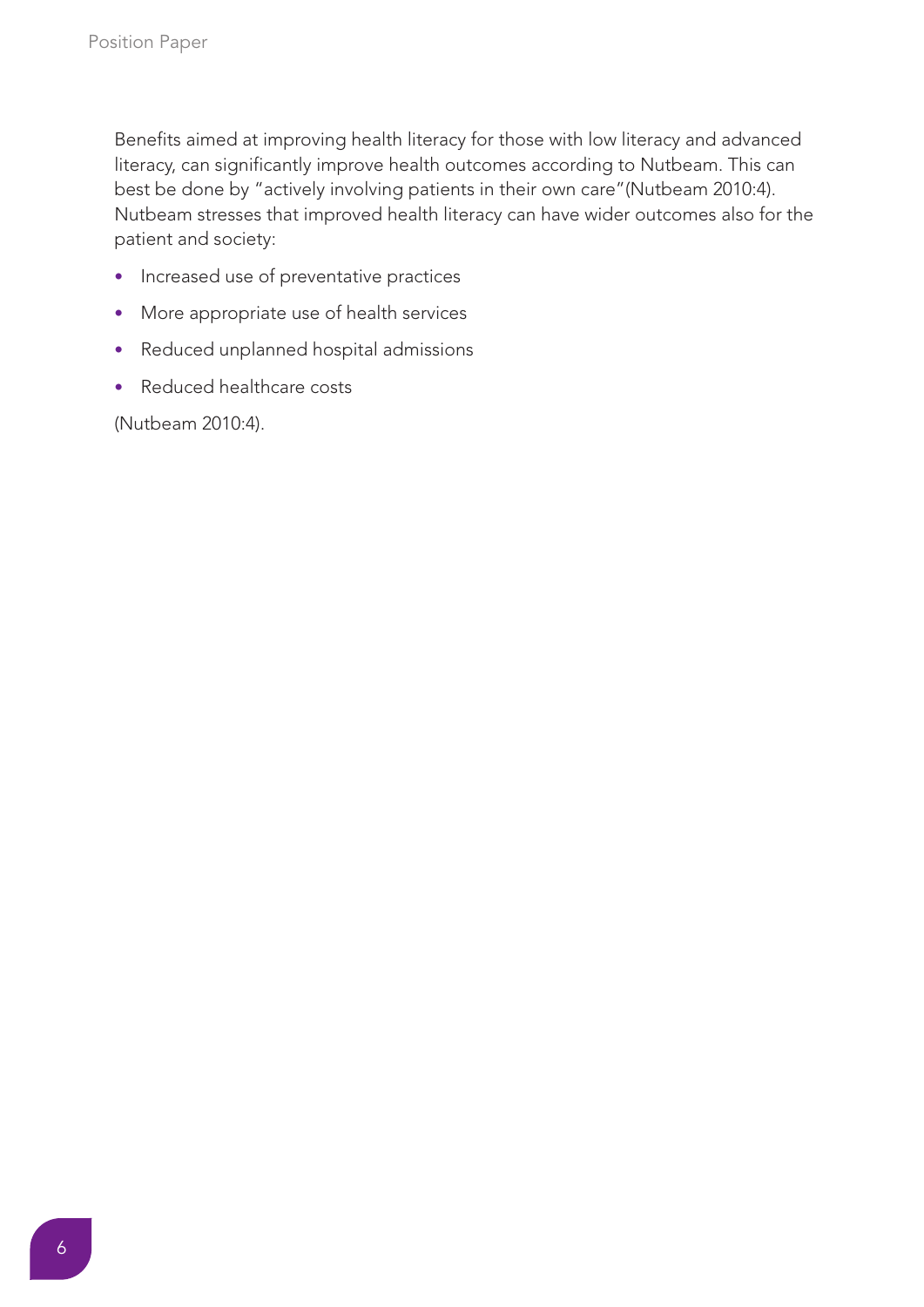Benefits aimed at improving health literacy for those with low literacy and advanced literacy, can significantly improve health outcomes according to Nutbeam. This can best be done by "actively involving patients in their own care"(Nutbeam 2010:4). Nutbeam stresses that improved health literacy can have wider outcomes also for the patient and society:

- Increased use of preventative practices
- More appropriate use of health services
- Reduced unplanned hospital admissions
- Reduced healthcare costs

(Nutbeam 2010:4).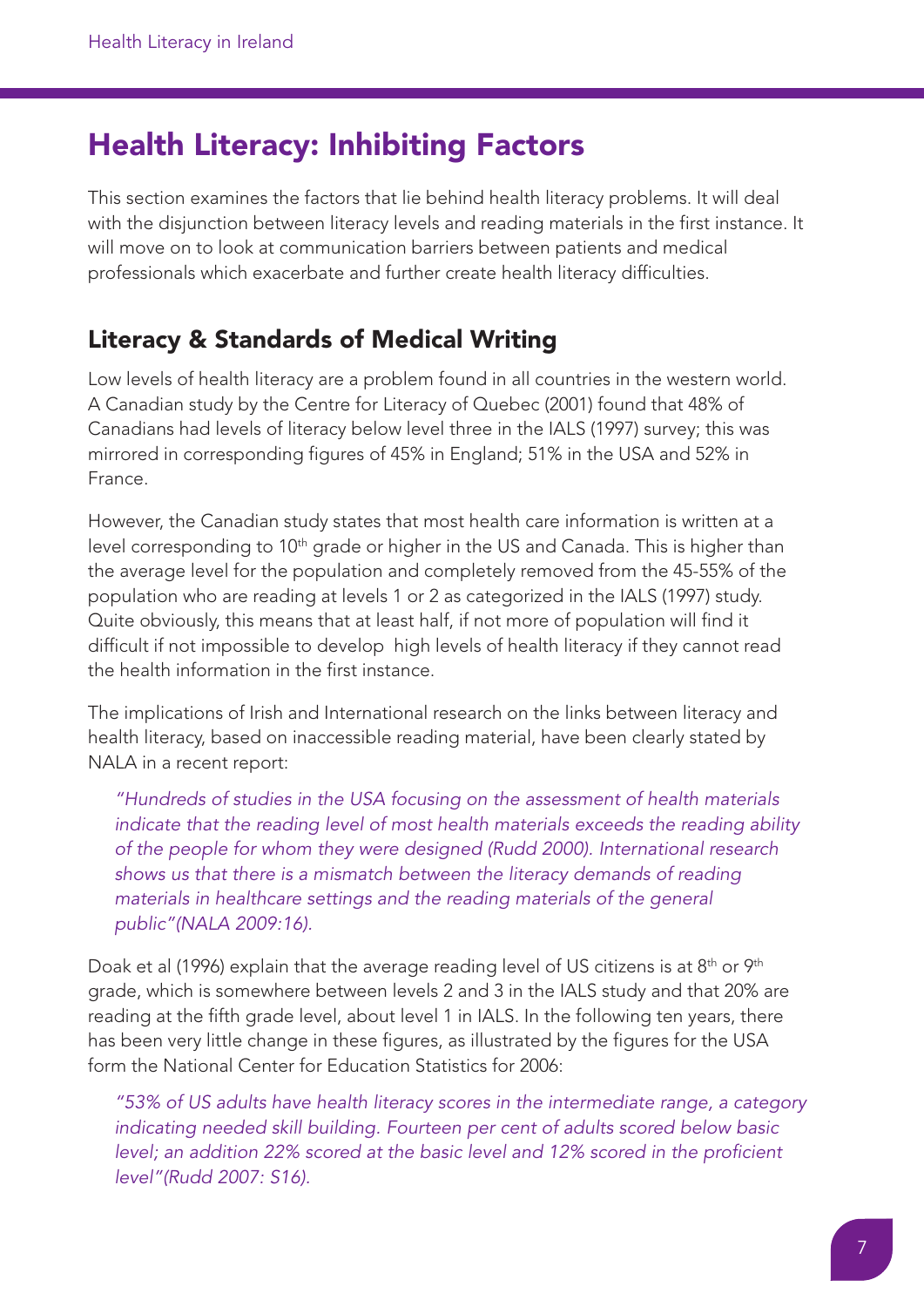# Health Literacy: Inhibiting Factors

This section examines the factors that lie behind health literacy problems. It will deal with the disjunction between literacy levels and reading materials in the first instance. It will move on to look at communication barriers between patients and medical professionals which exacerbate and further create health literacy difficulties.

## Literacy & Standards of Medical Writing

Low levels of health literacy are a problem found in all countries in the western world. A Canadian study by the Centre for Literacy of Quebec (2001) found that 48% of Canadians had levels of literacy below level three in the IALS (1997) survey; this was mirrored in corresponding figures of 45% in England; 51% in the USA and 52% in France.

However, the Canadian study states that most health care information is written at a level corresponding to 10th grade or higher in the US and Canada. This is higher than the average level for the population and completely removed from the 45-55% of the population who are reading at levels 1 or 2 as categorized in the IALS (1997) study. Quite obviously, this means that at least half, if not more of population will find it difficult if not impossible to develop high levels of health literacy if they cannot read the health information in the first instance.

The implications of Irish and International research on the links between literacy and health literacy, based on inaccessible reading material, have been clearly stated by NALA in a recent report:

> *"Hundreds of studies in the USA focusing on the assessment of health materials indicate that the reading level of most health materials exceeds the reading ability of the people for whom they were designed (Rudd 2000). International research shows us that there is a mismatch between the literacy demands of reading materials in healthcare settings and the reading materials of the general public"(NALA 2009:16).*

Doak et al (1996) explain that the average reading level of US citizens is at 8th or 9th grade, which is somewhere between levels 2 and 3 in the IALS study and that 20% are reading at the fifth grade level, about level 1 in IALS. In the following ten years, there has been very little change in these figures, as illustrated by the figures for the USA form the National Center for Education Statistics for 2006:

> *"53% of US adults have health literacy scores in the intermediate range, a category indicating needed skill building. Fourteen per cent of adults scored below basic level; an addition 22% scored at the basic level and 12% scored in the proficient level"(Rudd 2007: S16).*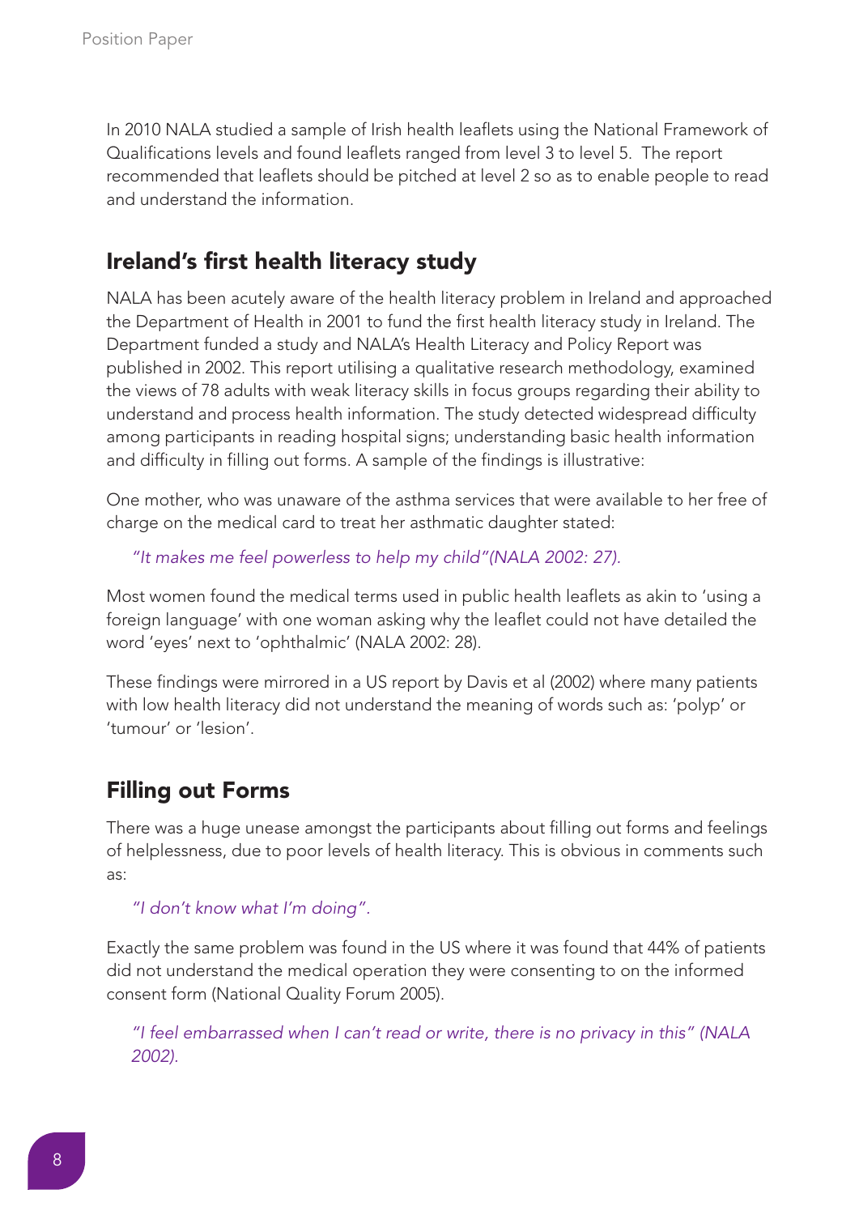In 2010 NALA studied a sample of Irish health leaflets using the National Framework of Qualifications levels and found leaflets ranged from level 3 to level 5. The report recommended that leaflets should be pitched at level 2 so as to enable people to read and understand the information.

## Ireland's first health literacy study

NALA has been acutely aware of the health literacy problem in Ireland and approached the Department of Health in 2001 to fund the first health literacy study in Ireland. The Department funded a study and NALA's Health Literacy and Policy Report was published in 2002. This report utilising a qualitative research methodology, examined the views of 78 adults with weak literacy skills in focus groups regarding their ability to understand and process health information. The study detected widespread difficulty among participants in reading hospital signs; understanding basic health information and difficulty in filling out forms. A sample of the findings is illustrative:

One mother, who was unaware of the asthma services that were available to her free of charge on the medical card to treat her asthmatic daughter stated:

> *"It makes me feel powerless to help my child"(NALA 2002: 27).*

Most women found the medical terms used in public health leaflets as akin to 'using a foreign language' with one woman asking why the leaflet could not have detailed the word 'eyes' next to 'ophthalmic' (NALA 2002: 28).

These findings were mirrored in a US report by Davis et al (2002) where many patients with low health literacy did not understand the meaning of words such as: 'polyp' or 'tumour' or 'lesion'.

## Filling out Forms

There was a huge unease amongst the participants about filling out forms and feelings of helplessness, due to poor levels of health literacy. This is obvious in comments such as:

> *"I don't know what I'm doing".*

Exactly the same problem was found in the US where it was found that 44% of patients did not understand the medical operation they were consenting to on the informed consent form (National Quality Forum 2005).

> *"I feel embarrassed when I can't read or write, there is no privacy in this" (NALA 2002).*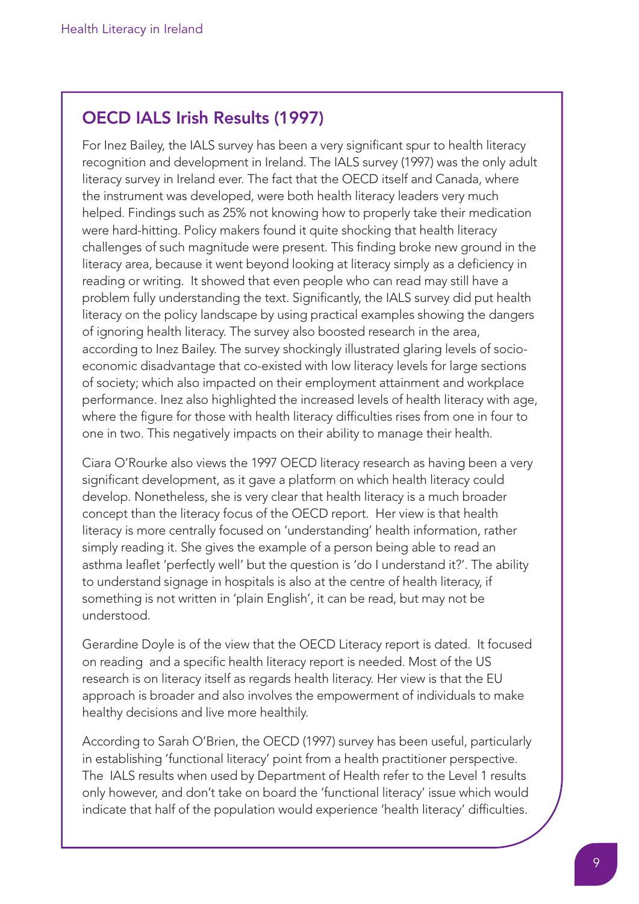## OECD IALS Irish Results (1997)

For Inez Bailey, the IALS survey has been a very significant spur to health literacy recognition and development in Ireland. The IALS survey (1997) was the only adult literacy survey in Ireland ever. The fact that the OECD itself and Canada, where the instrument was developed, were both health literacy leaders very much helped. Findings such as 25% not knowing how to properly take their medication were hard-hitting. Policy makers found it quite shocking that health literacy challenges of such magnitude were present. This finding broke new ground in the literacy area, because it went beyond looking at literacy simply as a deficiency in reading or writing. It showed that even people who can read may still have a problem fully understanding the text. Significantly, the IALS survey did put health literacy on the policy landscape by using practical examples showing the dangers of ignoring health literacy. The survey also boosted research in the area, according to Inez Bailey. The survey shockingly illustrated glaring levels of socio-economic disadvantage that co-existed with low literacy levels for large sections of society; which also impacted on their employment attainment and workplace performance. Inez also highlighted the increased levels of health literacy with age, where the figure for those with health literacy difficulties rises from one in four to one in two. This negatively impacts on their ability to manage their health.

Ciara O'Rourke also views the 1997 OECD literacy research as having been a very significant development, as it gave a platform on which health literacy could develop. Nonetheless, she is very clear that health literacy is a much broader concept than the literacy focus of the OECD report. Her view is that health literacy is more centrally focused on 'understanding' health information, rather simply reading it. She gives the example of a person being able to read an asthma leaflet 'perfectly well' but the question is 'do I understand it?'. The ability to understand signage in hospitals is also at the centre of health literacy, if something is not written in 'plain English', it can be read, but may not be understood.

Gerardine Doyle is of the view that the OECD Literacy report is dated. It focused on reading and a specific health literacy report is needed. Most of the US research is on literacy itself as regards health literacy. Her view is that the EU approach is broader and also involves the empowerment of individuals to make healthy decisions and live more healthily.

According to Sarah O'Brien, the OECD (1997) survey has been useful, particularly in establishing 'functional literacy' point from a health practitioner perspective. The IALS results when used by Department of Health refer to the Level 1 results only however, and don't take on board the 'functional literacy' issue which would indicate that half of the population would experience 'health literacy' difficulties.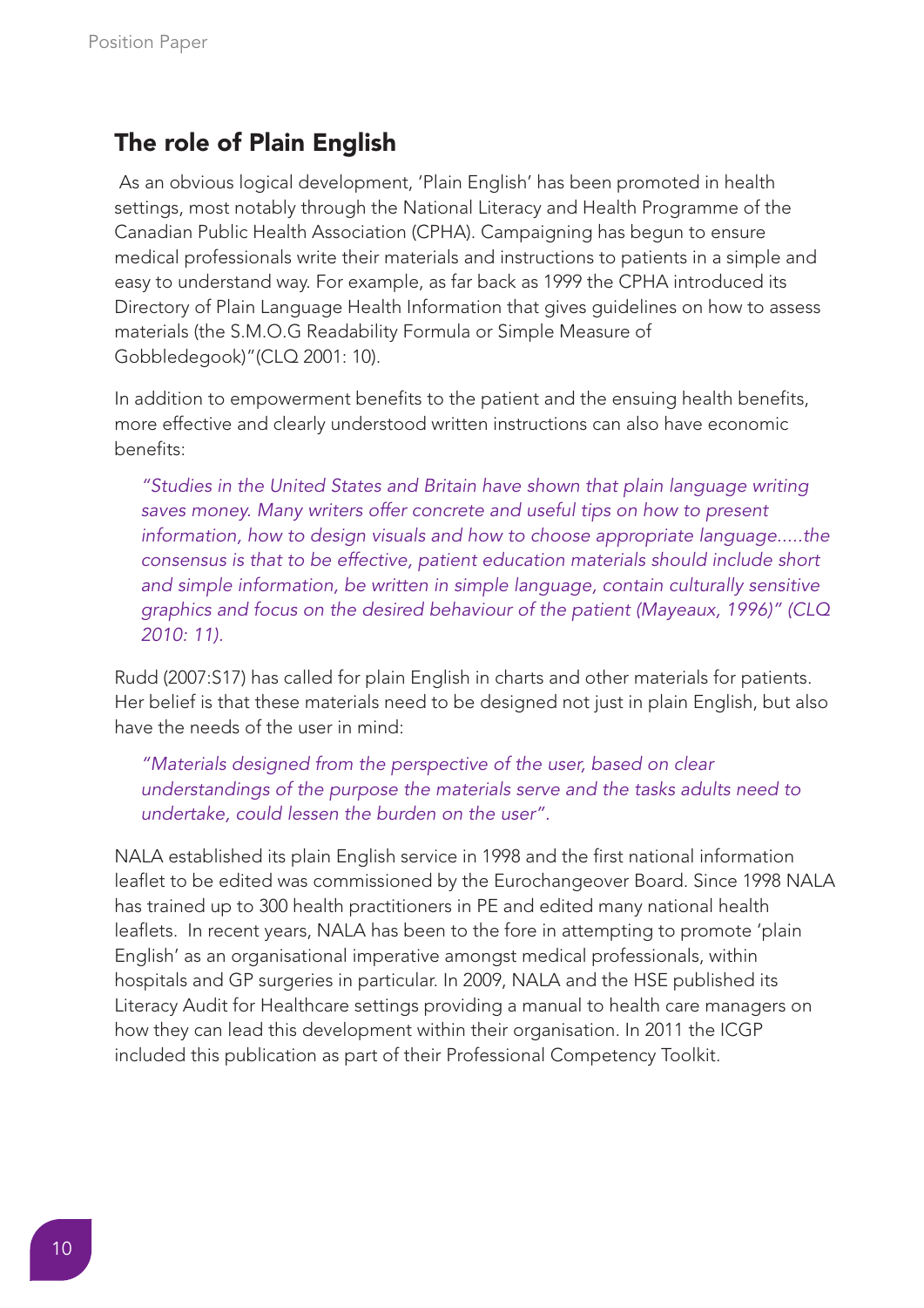## The role of Plain English

As an obvious logical development, 'Plain English' has been promoted in health settings, most notably through the National Literacy and Health Programme of the Canadian Public Health Association (CPHA). Campaigning has begun to ensure medical professionals write their materials and instructions to patients in a simple and easy to understand way. For example, as far back as 1999 the CPHA introduced its Directory of Plain Language Health Information that gives guidelines on how to assess materials (the S.M.O.G Readability Formula or Simple Measure of Gobbledegook)"(CLQ 2001: 10).

In addition to empowerment benefits to the patient and the ensuing health benefits, more effective and clearly understood written instructions can also have economic benefits:

> *"Studies in the United States and Britain have shown that plain language writing saves money. Many writers offer concrete and useful tips on how to present information, how to design visuals and how to choose appropriate language.....the consensus is that to be effective, patient education materials should include short and simple information, be written in simple language, contain culturally sensitive graphics and focus on the desired behaviour of the patient (Mayeaux, 1996)" (CLQ 2010: 11).*

Rudd (2007:S17) has called for plain English in charts and other materials for patients. Her belief is that these materials need to be designed not just in plain English, but also have the needs of the user in mind:

> *"Materials designed from the perspective of the user, based on clear understandings of the purpose the materials serve and the tasks adults need to undertake, could lessen the burden on the user".*

NALA established its plain English service in 1998 and the first national information leaflet to be edited was commissioned by the Eurochangeover Board. Since 1998 NALA has trained up to 300 health practitioners in PE and edited many national health leaflets. In recent years, NALA has been to the fore in attempting to promote 'plain English' as an organisational imperative amongst medical professionals, within hospitals and GP surgeries in particular. In 2009, NALA and the HSE published its Literacy Audit for Healthcare settings providing a manual to health care managers on how they can lead this development within their organisation. In 2011 the ICGP included this publication as part of their Professional Competency Toolkit.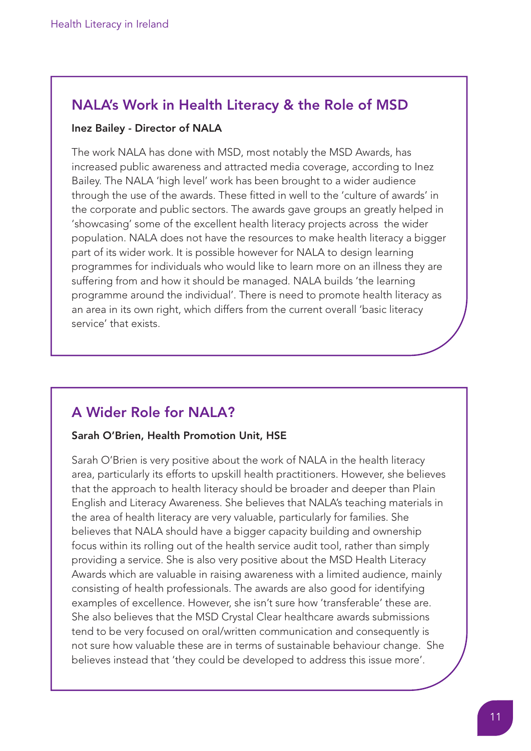## NALA's Work in Health Literacy & the Role of MSD

**Inez Bailey - Director of NALA**

The work NALA has done with MSD, most notably the MSD Awards, has increased public awareness and attracted media coverage, according to Inez Bailey. The NALA 'high level' work has been brought to a wider audience through the use of the awards. These fitted in well to the 'culture of awards' in the corporate and public sectors. The awards gave groups an greatly helped in 'showcasing' some of the excellent health literacy projects across the wider population. NALA does not have the resources to make health literacy a bigger part of its wider work. It is possible however for NALA to design learning programmes for individuals who would like to learn more on an illness they are suffering from and how it should be managed. NALA builds 'the learning programme around the individual'. There is need to promote health literacy as an area in its own right, which differs from the current overall 'basic literacy service' that exists.

## A Wider Role for NALA?

**Sarah O'Brien, Health Promotion Unit, HSE**

Sarah O'Brien is very positive about the work of NALA in the health literacy area, particularly its efforts to upskill health practitioners. However, she believes that the approach to health literacy should be broader and deeper than Plain English and Literacy Awareness. She believes that NALA's teaching materials in the area of health literacy are very valuable, particularly for families. She believes that NALA should have a bigger capacity building and ownership focus within its rolling out of the health service audit tool, rather than simply providing a service. She is also very positive about the MSD Health Literacy Awards which are valuable in raising awareness with a limited audience, mainly consisting of health professionals. The awards are also good for identifying examples of excellence. However, she isn't sure how 'transferable' these are. She also believes that the MSD Crystal Clear healthcare awards submissions tend to be very focused on oral/written communication and consequently is not sure how valuable these are in terms of sustainable behaviour change. She believes instead that 'they could be developed to address this issue more'.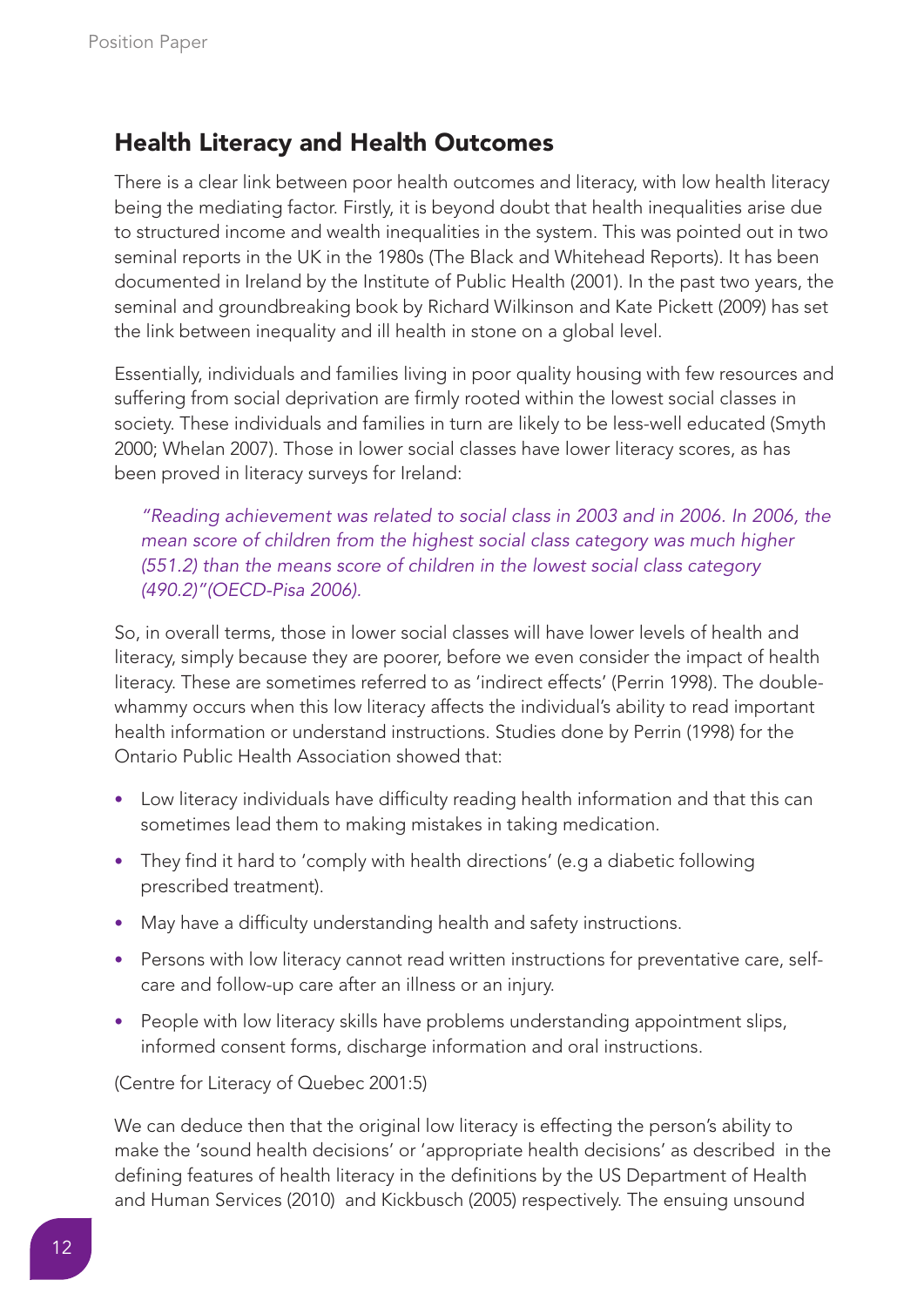## Health Literacy and Health Outcomes

There is a clear link between poor health outcomes and literacy, with low health literacy being the mediating factor. Firstly, it is beyond doubt that health inequalities arise due to structured income and wealth inequalities in the system. This was pointed out in two seminal reports in the UK in the 1980s (The Black and Whitehead Reports). It has been documented in Ireland by the Institute of Public Health (2001). In the past two years, the seminal and groundbreaking book by Richard Wilkinson and Kate Pickett (2009) has set the link between inequality and ill health in stone on a global level.

Essentially, individuals and families living in poor quality housing with few resources and suffering from social deprivation are firmly rooted within the lowest social classes in society. These individuals and families in turn are likely to be less-well educated (Smyth 2000; Whelan 2007). Those in lower social classes have lower literacy scores, as has been proved in literacy surveys for Ireland:

> *"Reading achievement was related to social class in 2003 and in 2006. In 2006, the mean score of children from the highest social class category was much higher (551.2) than the means score of children in the lowest social class category (490.2)"(OECD-Pisa 2006).*

So, in overall terms, those in lower social classes will have lower levels of health and literacy, simply because they are poorer, before we even consider the impact of health literacy. These are sometimes referred to as 'indirect effects' (Perrin 1998). The double-whammy occurs when this low literacy affects the individual's ability to read important health information or understand instructions. Studies done by Perrin (1998) for the Ontario Public Health Association showed that:

- Low literacy individuals have difficulty reading health information and that this can sometimes lead them to making mistakes in taking medication.
- They find it hard to 'comply with health directions' (e.g a diabetic following prescribed treatment).
- May have a difficulty understanding health and safety instructions.
- Persons with low literacy cannot read written instructions for preventative care, self-care and follow-up care after an illness or an injury.
- People with low literacy skills have problems understanding appointment slips, informed consent forms, discharge information and oral instructions.

(Centre for Literacy of Quebec 2001:5)

We can deduce then that the original low literacy is effecting the person's ability to make the 'sound health decisions' or 'appropriate health decisions' as described in the defining features of health literacy in the definitions by the US Department of Health and Human Services (2010) and Kickbusch (2005) respectively. The ensuing unsound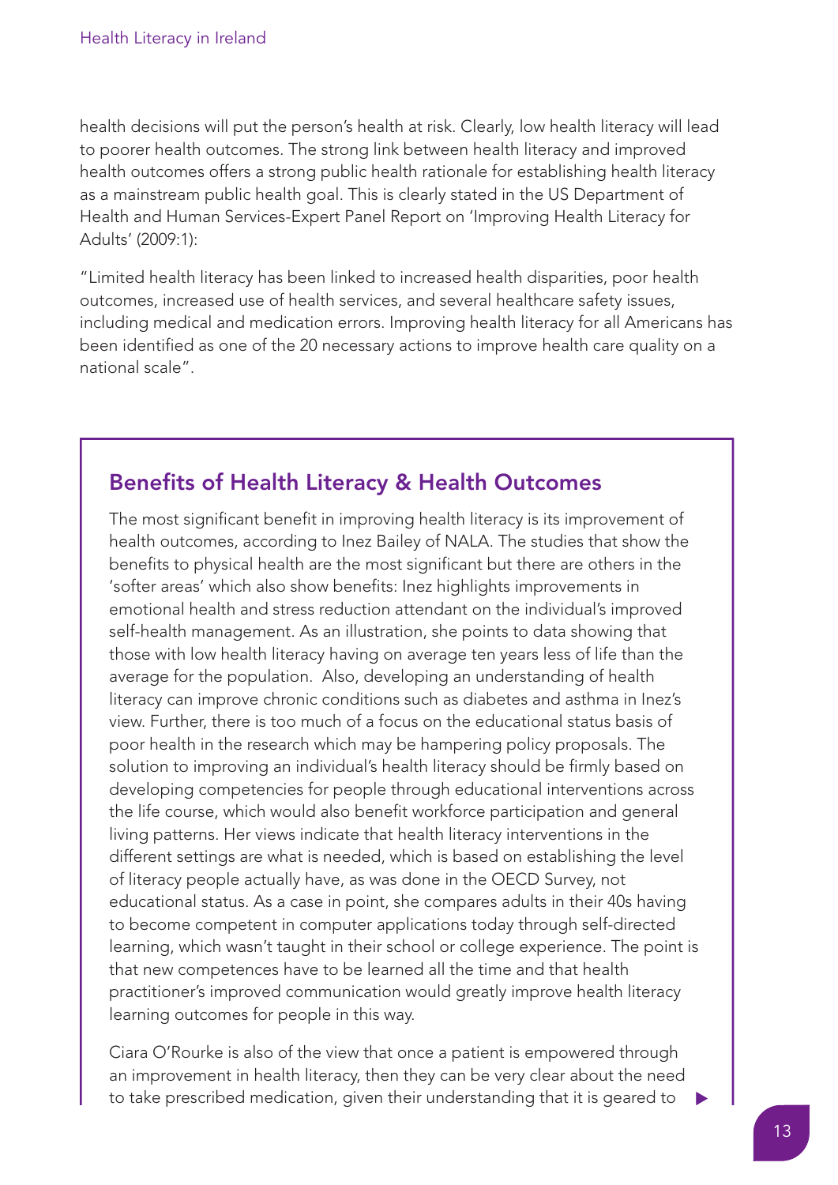health decisions will put the person's health at risk. Clearly, low health literacy will lead to poorer health outcomes. The strong link between health literacy and improved health outcomes offers a strong public health rationale for establishing health literacy as a mainstream public health goal. This is clearly stated in the US Department of Health and Human Services-Expert Panel Report on 'Improving Health Literacy for Adults' (2009:1):

"Limited health literacy has been linked to increased health disparities, poor health outcomes, increased use of health services, and several healthcare safety issues, including medical and medication errors. Improving health literacy for all Americans has been identified as one of the 20 necessary actions to improve health care quality on a national scale".

## Benefits of Health Literacy & Health Outcomes

The most significant benefit in improving health literacy is its improvement of health outcomes, according to Inez Bailey of NALA. The studies that show the benefits to physical health are the most significant but there are others in the 'softer areas' which also show benefits: Inez highlights improvements in emotional health and stress reduction attendant on the individual's improved self-health management. As an illustration, she points to data showing that those with low health literacy having on average ten years less of life than the average for the population. Also, developing an understanding of health literacy can improve chronic conditions such as diabetes and asthma in Inez's view. Further, there is too much of a focus on the educational status basis of poor health in the research which may be hampering policy proposals. The solution to improving an individual's health literacy should be firmly based on developing competencies for people through educational interventions across the life course, which would also benefit workforce participation and general living patterns. Her views indicate that health literacy interventions in the different settings are what is needed, which is based on establishing the level of literacy people actually have, as was done in the OECD Survey, not educational status. As a case in point, she compares adults in their 40s having to become competent in computer applications today through self-directed learning, which wasn't taught in their school or college experience. The point is that new competences have to be learned all the time and that health practitioner's improved communication would greatly improve health literacy learning outcomes for people in this way.

Ciara O'Rourke is also of the view that once a patient is empowered through an improvement in health literacy, then they can be very clear about the need to take prescribed medication, given their understanding that it is geared to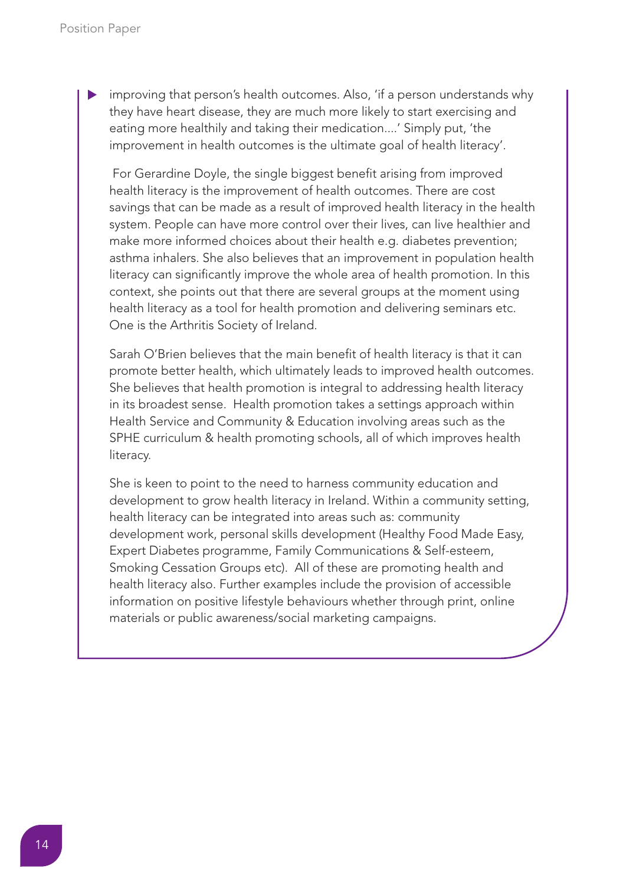improving that person's health outcomes. Also, 'if a person understands why they have heart disease, they are much more likely to start exercising and eating more healthily and taking their medication....' Simply put, 'the improvement in health outcomes is the ultimate goal of health literacy'.

For Gerardine Doyle, the single biggest benefit arising from improved health literacy is the improvement of health outcomes. There are cost savings that can be made as a result of improved health literacy in the health system. People can have more control over their lives, can live healthier and make more informed choices about their health e.g. diabetes prevention; asthma inhalers. She also believes that an improvement in population health literacy can significantly improve the whole area of health promotion. In this context, she points out that there are several groups at the moment using health literacy as a tool for health promotion and delivering seminars etc. One is the Arthritis Society of Ireland.

Sarah O'Brien believes that the main benefit of health literacy is that it can promote better health, which ultimately leads to improved health outcomes. She believes that health promotion is integral to addressing health literacy in its broadest sense. Health promotion takes a settings approach within Health Service and Community & Education involving areas such as the SPHE curriculum & health promoting schools, all of which improves health literacy.

She is keen to point to the need to harness community education and development to grow health literacy in Ireland. Within a community setting, health literacy can be integrated into areas such as: community development work, personal skills development (Healthy Food Made Easy, Expert Diabetes programme, Family Communications & Self-esteem, Smoking Cessation Groups etc). All of these are promoting health and health literacy also. Further examples include the provision of accessible information on positive lifestyle behaviours whether through print, online materials or public awareness/social marketing campaigns.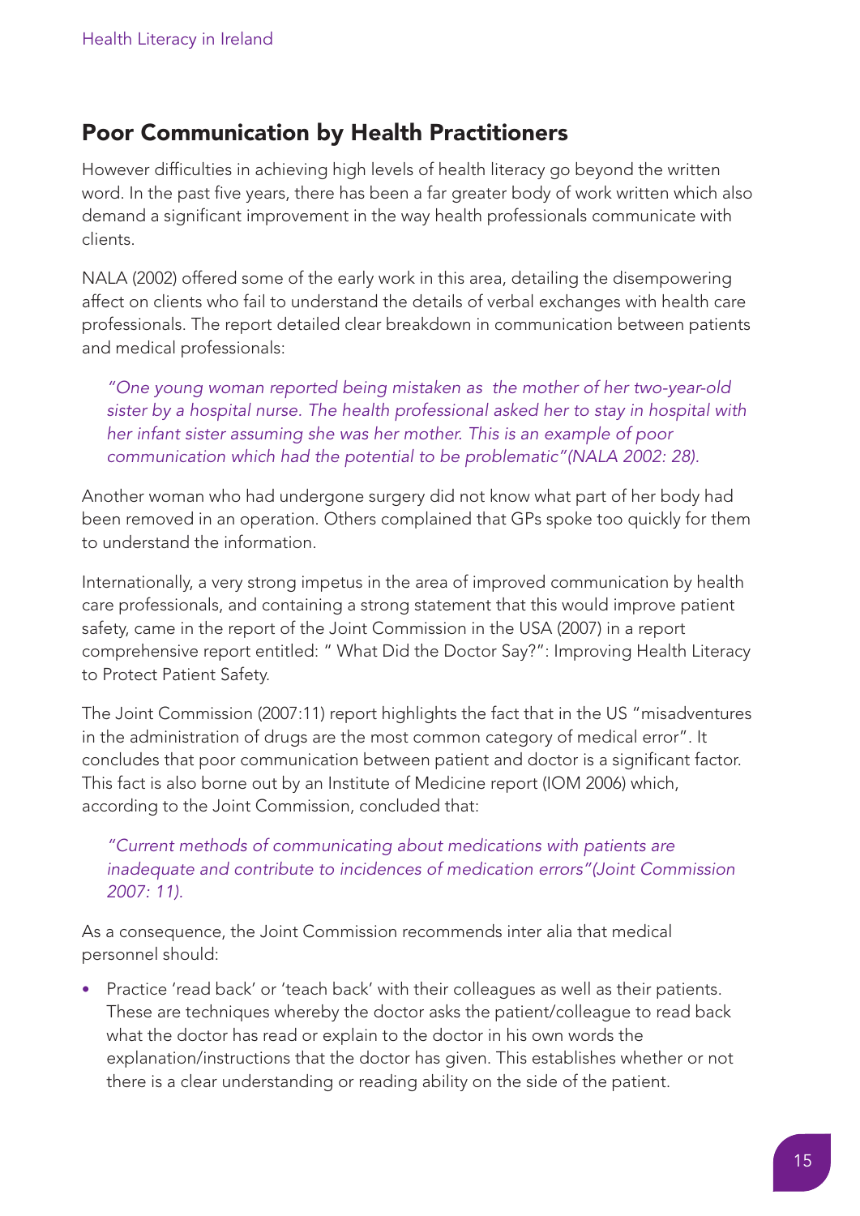## Poor Communication by Health Practitioners

However difficulties in achieving high levels of health literacy go beyond the written word. In the past five years, there has been a far greater body of work written which also demand a significant improvement in the way health professionals communicate with clients.

NALA (2002) offered some of the early work in this area, detailing the disempowering affect on clients who fail to understand the details of verbal exchanges with health care professionals. The report detailed clear breakdown in communication between patients and medical professionals:

> *"One young woman reported being mistaken as the mother of her two-year-old sister by a hospital nurse. The health professional asked her to stay in hospital with her infant sister assuming she was her mother. This is an example of poor communication which had the potential to be problematic"(NALA 2002: 28).*

Another woman who had undergone surgery did not know what part of her body had been removed in an operation. Others complained that GPs spoke too quickly for them to understand the information.

Internationally, a very strong impetus in the area of improved communication by health care professionals, and containing a strong statement that this would improve patient safety, came in the report of the Joint Commission in the USA (2007) in a report comprehensive report entitled: " What Did the Doctor Say?": Improving Health Literacy to Protect Patient Safety.

The Joint Commission (2007:11) report highlights the fact that in the US "misadventures in the administration of drugs are the most common category of medical error". It concludes that poor communication between patient and doctor is a significant factor. This fact is also borne out by an Institute of Medicine report (IOM 2006) which, according to the Joint Commission, concluded that:

> *"Current methods of communicating about medications with patients are inadequate and contribute to incidences of medication errors"(Joint Commission 2007: 11).*

As a consequence, the Joint Commission recommends inter alia that medical personnel should:

- Practice 'read back' or 'teach back' with their colleagues as well as their patients. These are techniques whereby the doctor asks the patient/colleague to read back what the doctor has read or explain to the doctor in his own words the explanation/instructions that the doctor has given. This establishes whether or not there is a clear understanding or reading ability on the side of the patient.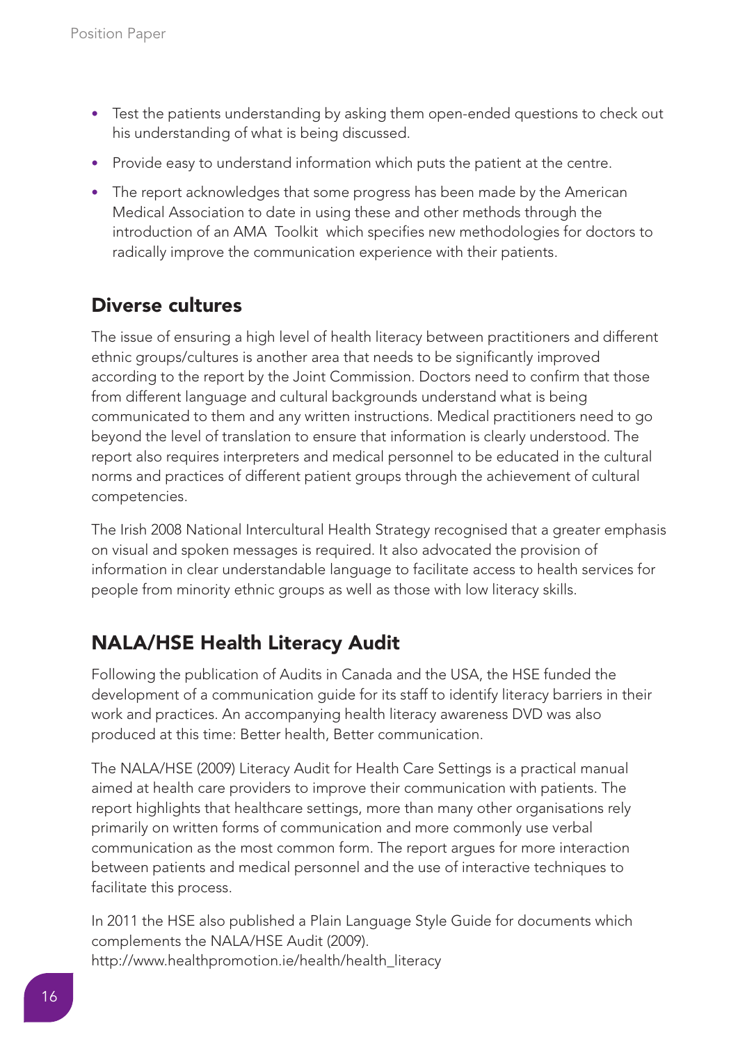- Test the patients understanding by asking them open-ended questions to check out his understanding of what is being discussed.
- Provide easy to understand information which puts the patient at the centre.
- The report acknowledges that some progress has been made by the American Medical Association to date in using these and other methods through the introduction of an AMA Toolkit which specifies new methodologies for doctors to radically improve the communication experience with their patients.

## Diverse cultures

The issue of ensuring a high level of health literacy between practitioners and different ethnic groups/cultures is another area that needs to be significantly improved according to the report by the Joint Commission. Doctors need to confirm that those from different language and cultural backgrounds understand what is being communicated to them and any written instructions. Medical practitioners need to go beyond the level of translation to ensure that information is clearly understood. The report also requires interpreters and medical personnel to be educated in the cultural norms and practices of different patient groups through the achievement of cultural competencies.

The Irish 2008 National Intercultural Health Strategy recognised that a greater emphasis on visual and spoken messages is required. It also advocated the provision of information in clear understandable language to facilitate access to health services for people from minority ethnic groups as well as those with low literacy skills.

## NALA/HSE Health Literacy Audit

Following the publication of Audits in Canada and the USA, the HSE funded the development of a communication guide for its staff to identify literacy barriers in their work and practices. An accompanying health literacy awareness DVD was also produced at this time: Better health, Better communication.

The NALA/HSE (2009) Literacy Audit for Health Care Settings is a practical manual aimed at health care providers to improve their communication with patients. The report highlights that healthcare settings, more than many other organisations rely primarily on written forms of communication and more commonly use verbal communication as the most common form. The report argues for more interaction between patients and medical personnel and the use of interactive techniques to facilitate this process.

In 2011 the HSE also published a Plain Language Style Guide for documents which complements the NALA/HSE Audit (2009).
http://www.healthpromotion.ie/health/health_literacy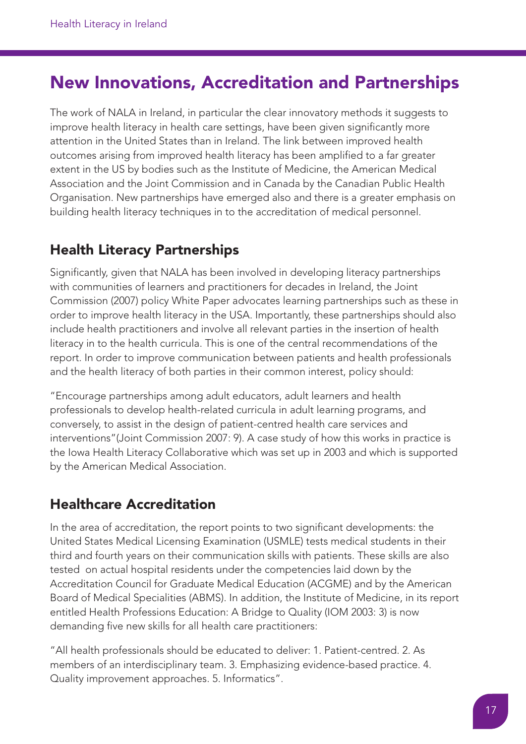## New Innovations, Accreditation and Partnerships

The work of NALA in Ireland, in particular the clear innovatory methods it suggests to improve health literacy in health care settings, have been given significantly more attention in the United States than in Ireland. The link between improved health outcomes arising from improved health literacy has been amplified to a far greater extent in the US by bodies such as the Institute of Medicine, the American Medical Association and the Joint Commission and in Canada by the Canadian Public Health Organisation. New partnerships have emerged also and there is a greater emphasis on building health literacy techniques in to the accreditation of medical personnel.

### Health Literacy Partnerships

Significantly, given that NALA has been involved in developing literacy partnerships with communities of learners and practitioners for decades in Ireland, the Joint Commission (2007) policy White Paper advocates learning partnerships such as these in order to improve health literacy in the USA. Importantly, these partnerships should also include health practitioners and involve all relevant parties in the insertion of health literacy in to the health curricula. This is one of the central recommendations of the report. In order to improve communication between patients and health professionals and the health literacy of both parties in their common interest, policy should:

"Encourage partnerships among adult educators, adult learners and health professionals to develop health-related curricula in adult learning programs, and conversely, to assist in the design of patient-centred health care services and interventions"(Joint Commission 2007: 9). A case study of how this works in practice is the Iowa Health Literacy Collaborative which was set up in 2003 and which is supported by the American Medical Association.

### Healthcare Accreditation

In the area of accreditation, the report points to two significant developments: the United States Medical Licensing Examination (USMLE) tests medical students in their third and fourth years on their communication skills with patients. These skills are also tested on actual hospital residents under the competencies laid down by the Accreditation Council for Graduate Medical Education (ACGME) and by the American Board of Medical Specialities (ABMS). In addition, the Institute of Medicine, in its report entitled Health Professions Education: A Bridge to Quality (IOM 2003: 3) is now demanding five new skills for all health care practitioners:

"All health professionals should be educated to deliver: 1. Patient-centred. 2. As members of an interdisciplinary team. 3. Emphasizing evidence-based practice. 4. Quality improvement approaches. 5. Informatics".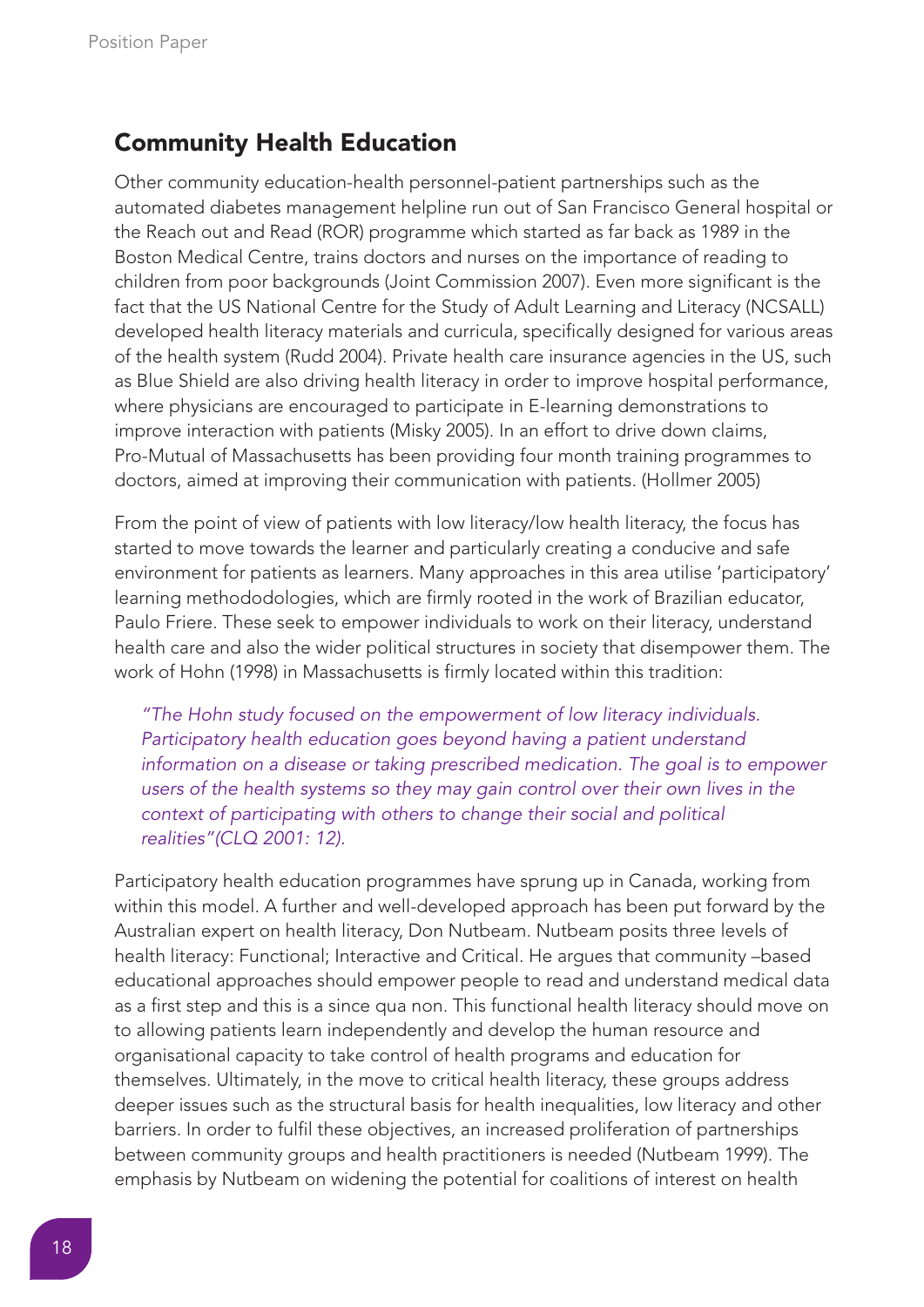## Community Health Education

Other community education-health personnel-patient partnerships such as the automated diabetes management helpline run out of San Francisco General hospital or the Reach out and Read (ROR) programme which started as far back as 1989 in the Boston Medical Centre, trains doctors and nurses on the importance of reading to children from poor backgrounds (Joint Commission 2007). Even more significant is the fact that the US National Centre for the Study of Adult Learning and Literacy (NCSALL) developed health literacy materials and curricula, specifically designed for various areas of the health system (Rudd 2004). Private health care insurance agencies in the US, such as Blue Shield are also driving health literacy in order to improve hospital performance, where physicians are encouraged to participate in E-learning demonstrations to improve interaction with patients (Misky 2005). In an effort to drive down claims, Pro-Mutual of Massachusetts has been providing four month training programmes to doctors, aimed at improving their communication with patients. (Hollmer 2005)

From the point of view of patients with low literacy/low health literacy, the focus has started to move towards the learner and particularly creating a conducive and safe environment for patients as learners. Many approaches in this area utilise 'participatory' learning methododologies, which are firmly rooted in the work of Brazilian educator, Paulo Friere. These seek to empower individuals to work on their literacy, understand health care and also the wider political structures in society that disempower them. The work of Hohn (1998) in Massachusetts is firmly located within this tradition:

> *"The Hohn study focused on the empowerment of low literacy individuals. Participatory health education goes beyond having a patient understand information on a disease or taking prescribed medication. The goal is to empower users of the health systems so they may gain control over their own lives in the context of participating with others to change their social and political realities"(CLQ 2001: 12).*

Participatory health education programmes have sprung up in Canada, working from within this model. A further and well-developed approach has been put forward by the Australian expert on health literacy, Don Nutbeam. Nutbeam posits three levels of health literacy: Functional; Interactive and Critical. He argues that community –based educational approaches should empower people to read and understand medical data as a first step and this is a since qua non. This functional health literacy should move on to allowing patients learn independently and develop the human resource and organisational capacity to take control of health programs and education for themselves. Ultimately, in the move to critical health literacy, these groups address deeper issues such as the structural basis for health inequalities, low literacy and other barriers. In order to fulfil these objectives, an increased proliferation of partnerships between community groups and health practitioners is needed (Nutbeam 1999). The emphasis by Nutbeam on widening the potential for coalitions of interest on health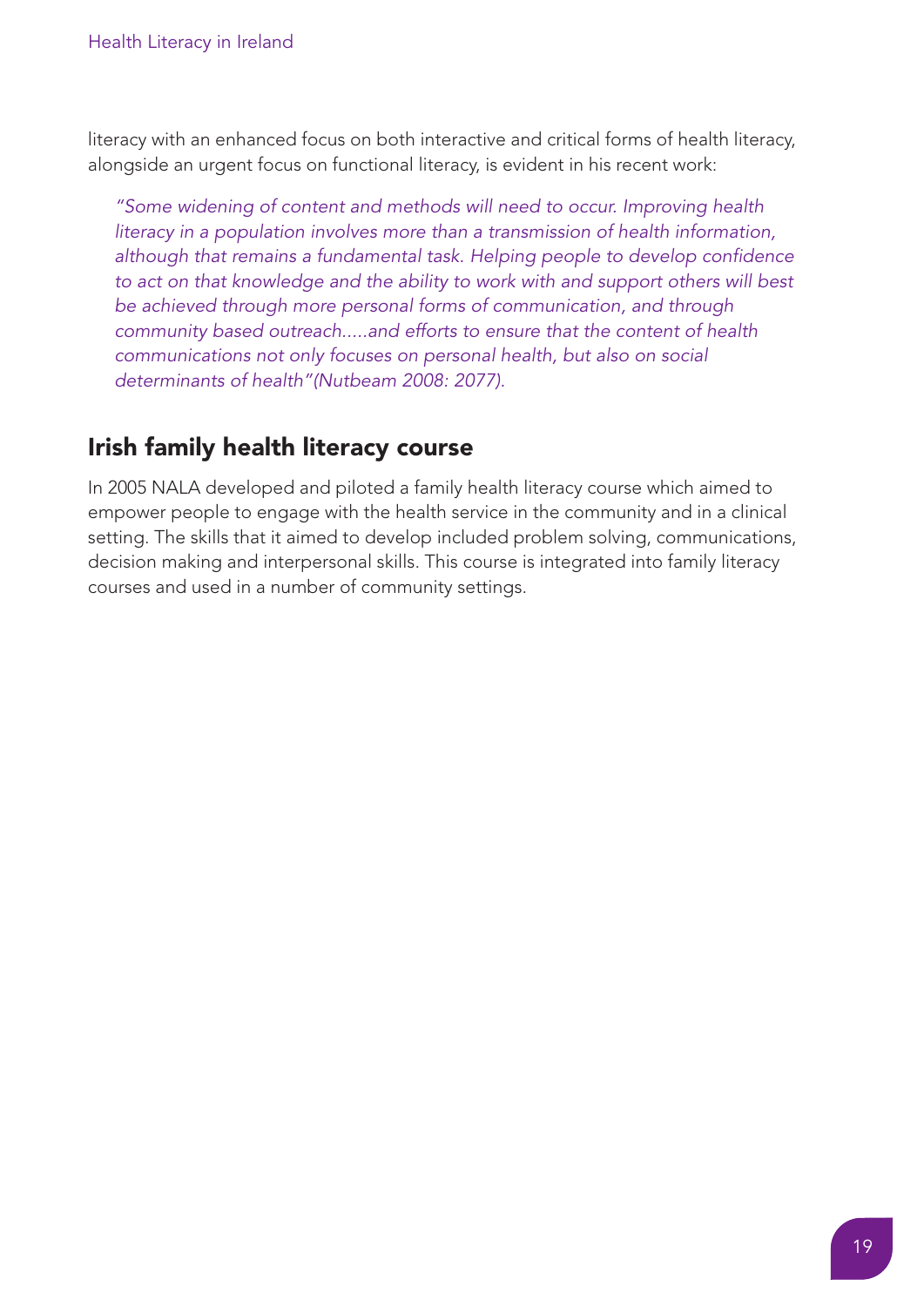literacy with an enhanced focus on both interactive and critical forms of health literacy, alongside an urgent focus on functional literacy, is evident in his recent work:

> *"Some widening of content and methods will need to occur. Improving health literacy in a population involves more than a transmission of health information, although that remains a fundamental task. Helping people to develop confidence to act on that knowledge and the ability to work with and support others will best be achieved through more personal forms of communication, and through community based outreach.....and efforts to ensure that the content of health communications not only focuses on personal health, but also on social determinants of health"(Nutbeam 2008: 2077).*

## Irish family health literacy course

In 2005 NALA developed and piloted a family health literacy course which aimed to empower people to engage with the health service in the community and in a clinical setting. The skills that it aimed to develop included problem solving, communications, decision making and interpersonal skills. This course is integrated into family literacy courses and used in a number of community settings.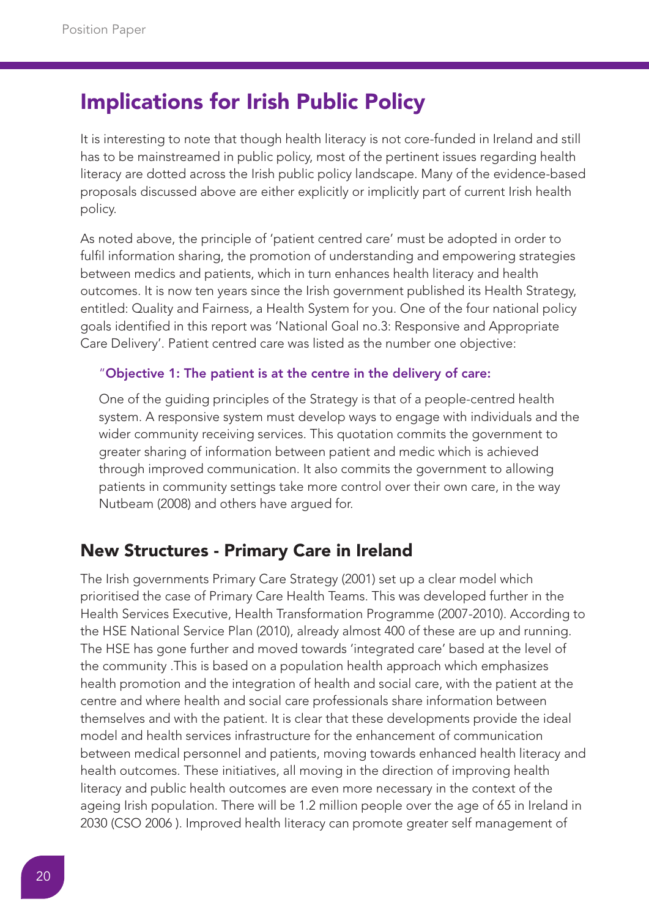## Implications for Irish Public Policy

It is interesting to note that though health literacy is not core-funded in Ireland and still has to be mainstreamed in public policy, most of the pertinent issues regarding health literacy are dotted across the Irish public policy landscape. Many of the evidence-based proposals discussed above are either explicitly or implicitly part of current Irish health policy.

As noted above, the principle of 'patient centred care' must be adopted in order to fulfil information sharing, the promotion of understanding and empowering strategies between medics and patients, which in turn enhances health literacy and health outcomes. It is now ten years since the Irish government published its Health Strategy, entitled: Quality and Fairness, a Health System for you. One of the four national policy goals identified in this report was 'National Goal no.3: Responsive and Appropriate Care Delivery'. Patient centred care was listed as the number one objective:

> "**Objective 1: The patient is at the centre in the delivery of care:**
>
> One of the guiding principles of the Strategy is that of a people-centred health system. A responsive system must develop ways to engage with individuals and the wider community receiving services. This quotation commits the government to greater sharing of information between patient and medic which is achieved through improved communication. It also commits the government to allowing patients in community settings take more control over their own care, in the way Nutbeam (2008) and others have argued for.

### New Structures - Primary Care in Ireland

The Irish governments Primary Care Strategy (2001) set up a clear model which prioritised the case of Primary Care Health Teams. This was developed further in the Health Services Executive, Health Transformation Programme (2007-2010). According to the HSE National Service Plan (2010), already almost 400 of these are up and running. The HSE has gone further and moved towards 'integrated care' based at the level of the community .This is based on a population health approach which emphasizes health promotion and the integration of health and social care, with the patient at the centre and where health and social care professionals share information between themselves and with the patient. It is clear that these developments provide the ideal model and health services infrastructure for the enhancement of communication between medical personnel and patients, moving towards enhanced health literacy and health outcomes. These initiatives, all moving in the direction of improving health literacy and public health outcomes are even more necessary in the context of the ageing Irish population. There will be 1.2 million people over the age of 65 in Ireland in 2030 (CSO 2006 ). Improved health literacy can promote greater self management of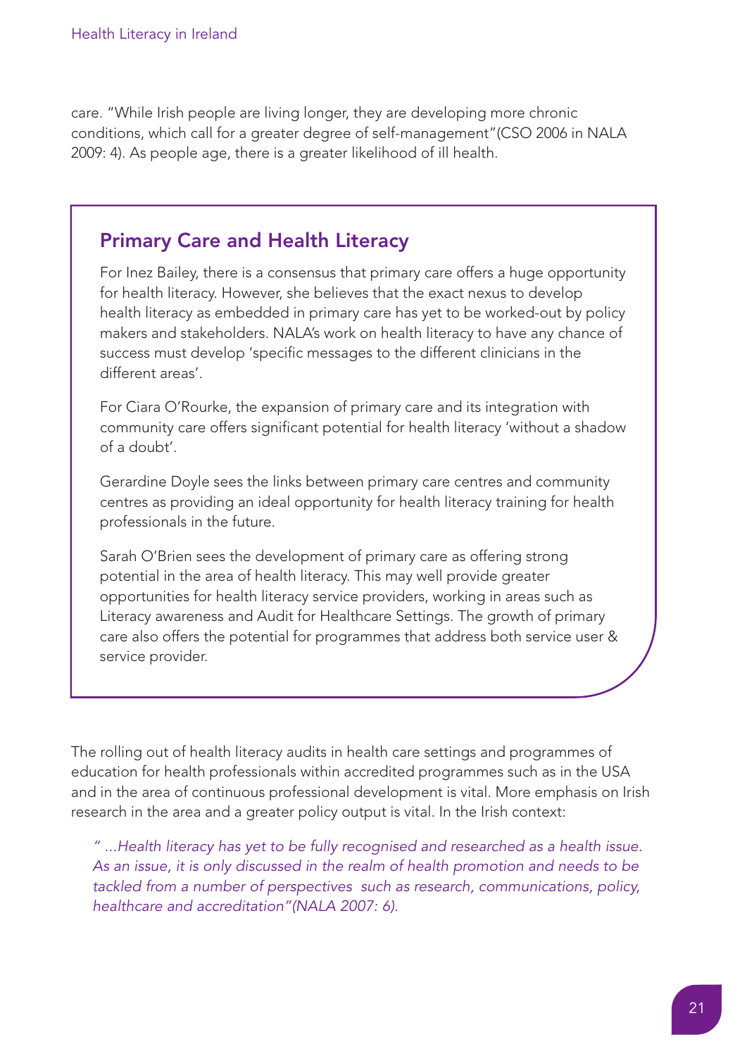care. "While Irish people are living longer, they are developing more chronic conditions, which call for a greater degree of self-management"(CSO 2006 in NALA 2009: 4). As people age, there is a greater likelihood of ill health.

## Primary Care and Health Literacy

For Inez Bailey, there is a consensus that primary care offers a huge opportunity for health literacy. However, she believes that the exact nexus to develop health literacy as embedded in primary care has yet to be worked-out by policy makers and stakeholders. NALA's work on health literacy to have any chance of success must develop 'specific messages to the different clinicians in the different areas'.

For Ciara O'Rourke, the expansion of primary care and its integration with community care offers significant potential for health literacy 'without a shadow of a doubt'.

Gerardine Doyle sees the links between primary care centres and community centres as providing an ideal opportunity for health literacy training for health professionals in the future.

Sarah O'Brien sees the development of primary care as offering strong potential in the area of health literacy. This may well provide greater opportunities for health literacy service providers, working in areas such as Literacy awareness and Audit for Healthcare Settings. The growth of primary care also offers the potential for programmes that address both service user & service provider.

The rolling out of health literacy audits in health care settings and programmes of education for health professionals within accredited programmes such as in the USA and in the area of continuous professional development is vital. More emphasis on Irish research in the area and a greater policy output is vital. In the Irish context:

> *" ...Health literacy has yet to be fully recognised and researched as a health issue. As an issue, it is only discussed in the realm of health promotion and needs to be tackled from a number of perspectives such as research, communications, policy, healthcare and accreditation"(NALA 2007: 6).*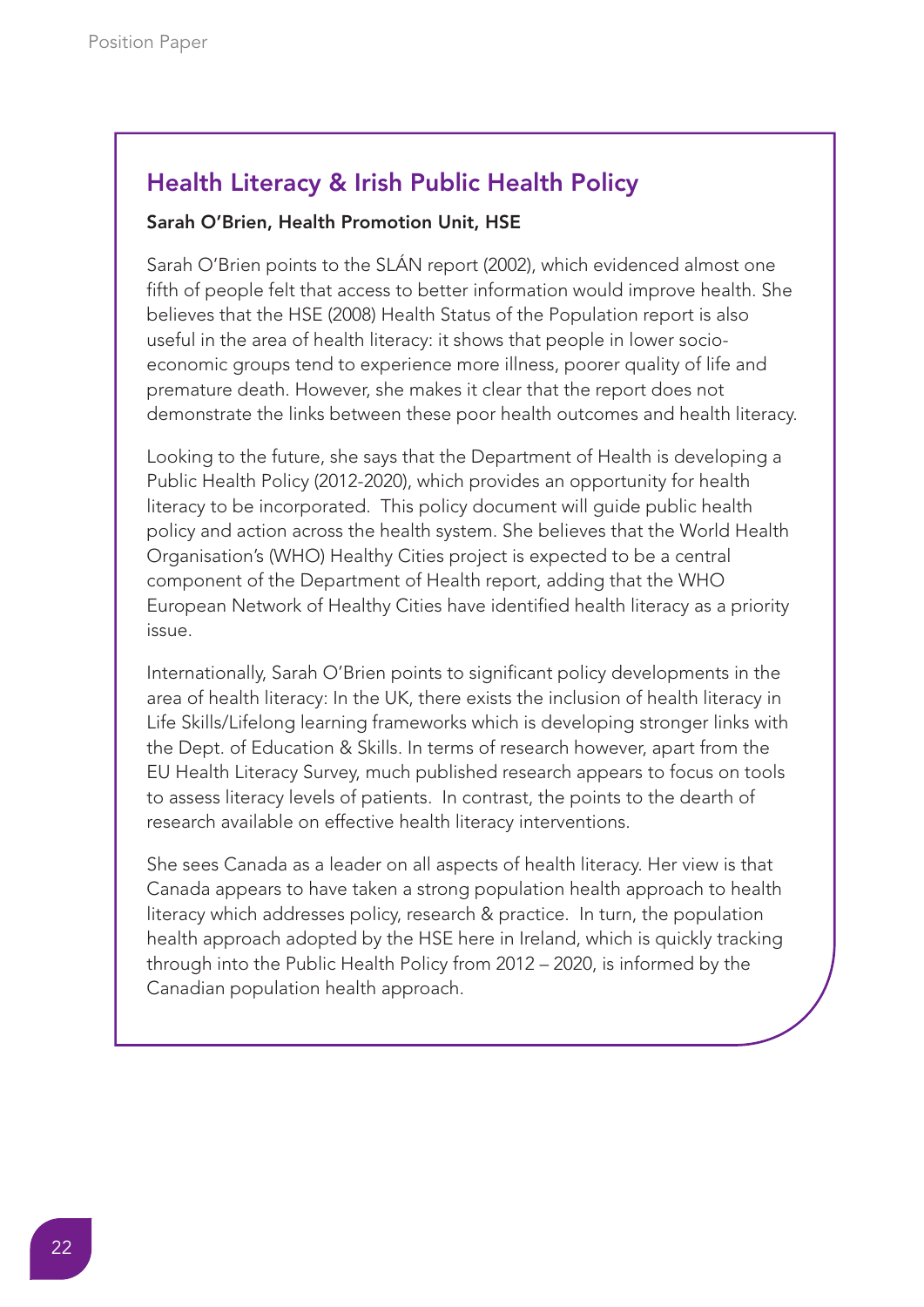## Health Literacy & Irish Public Health Policy

**Sarah O'Brien, Health Promotion Unit, HSE**

Sarah O'Brien points to the SLÁN report (2002), which evidenced almost one fifth of people felt that access to better information would improve health. She believes that the HSE (2008) Health Status of the Population report is also useful in the area of health literacy: it shows that people in lower socio-economic groups tend to experience more illness, poorer quality of life and premature death. However, she makes it clear that the report does not demonstrate the links between these poor health outcomes and health literacy.

Looking to the future, she says that the Department of Health is developing a Public Health Policy (2012-2020), which provides an opportunity for health literacy to be incorporated. This policy document will guide public health policy and action across the health system. She believes that the World Health Organisation's (WHO) Healthy Cities project is expected to be a central component of the Department of Health report, adding that the WHO European Network of Healthy Cities have identified health literacy as a priority issue.

Internationally, Sarah O'Brien points to significant policy developments in the area of health literacy: In the UK, there exists the inclusion of health literacy in Life Skills/Lifelong learning frameworks which is developing stronger links with the Dept. of Education & Skills. In terms of research however, apart from the EU Health Literacy Survey, much published research appears to focus on tools to assess literacy levels of patients. In contrast, the points to the dearth of research available on effective health literacy interventions.

She sees Canada as a leader on all aspects of health literacy. Her view is that Canada appears to have taken a strong population health approach to health literacy which addresses policy, research & practice. In turn, the population health approach adopted by the HSE here in Ireland, which is quickly tracking through into the Public Health Policy from 2012 – 2020, is informed by the Canadian population health approach.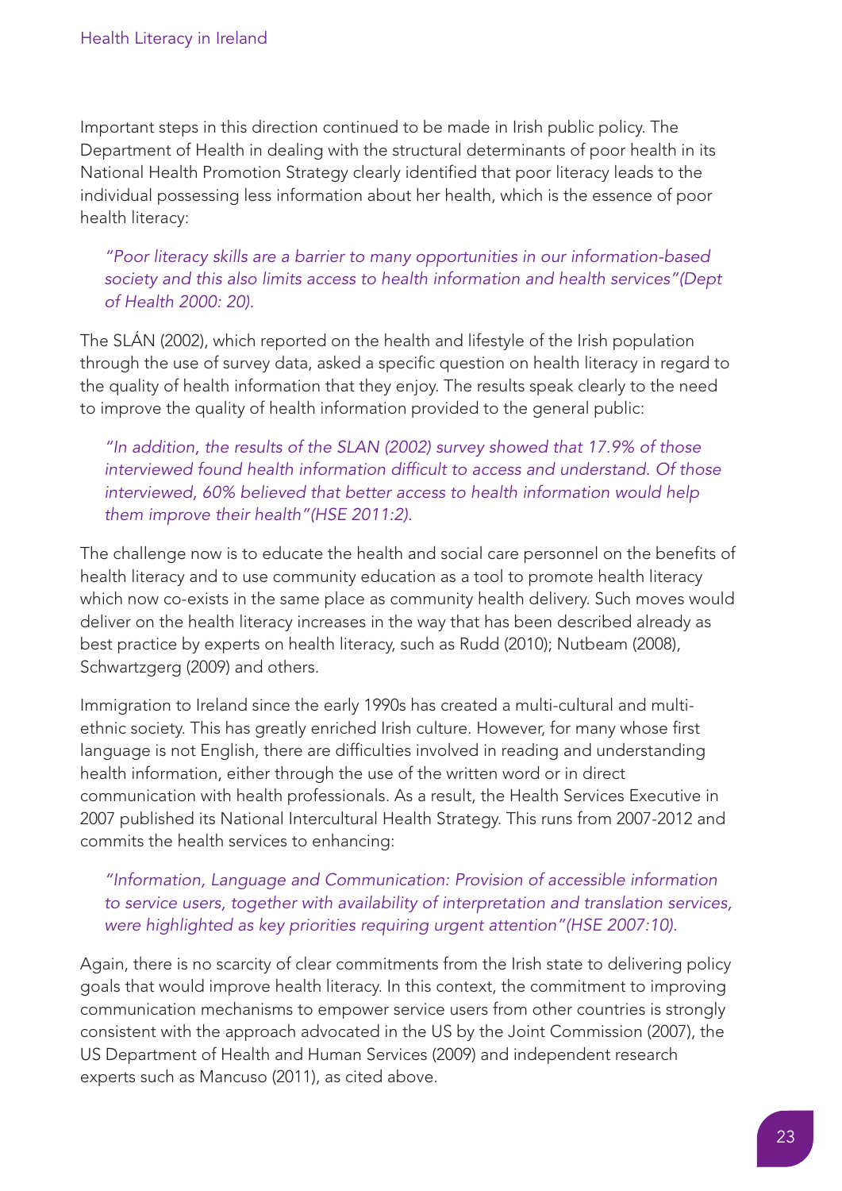Important steps in this direction continued to be made in Irish public policy. The Department of Health in dealing with the structural determinants of poor health in its National Health Promotion Strategy clearly identified that poor literacy leads to the individual possessing less information about her health, which is the essence of poor health literacy:

> *"Poor literacy skills are a barrier to many opportunities in our information-based society and this also limits access to health information and health services"(Dept of Health 2000: 20).*

The SLÁN (2002), which reported on the health and lifestyle of the Irish population through the use of survey data, asked a specific question on health literacy in regard to the quality of health information that they enjoy. The results speak clearly to the need to improve the quality of health information provided to the general public:

> *"In addition, the results of the SLAN (2002) survey showed that 17.9% of those interviewed found health information difficult to access and understand. Of those interviewed, 60% believed that better access to health information would help them improve their health"(HSE 2011:2).*

The challenge now is to educate the health and social care personnel on the benefits of health literacy and to use community education as a tool to promote health literacy which now co-exists in the same place as community health delivery. Such moves would deliver on the health literacy increases in the way that has been described already as best practice by experts on health literacy, such as Rudd (2010); Nutbeam (2008), Schwartzgerg (2009) and others.

Immigration to Ireland since the early 1990s has created a multi-cultural and multi-ethnic society. This has greatly enriched Irish culture. However, for many whose first language is not English, there are difficulties involved in reading and understanding health information, either through the use of the written word or in direct communication with health professionals. As a result, the Health Services Executive in 2007 published its National Intercultural Health Strategy. This runs from 2007-2012 and commits the health services to enhancing:

> *"Information, Language and Communication: Provision of accessible information to service users, together with availability of interpretation and translation services, were highlighted as key priorities requiring urgent attention"(HSE 2007:10).*

Again, there is no scarcity of clear commitments from the Irish state to delivering policy goals that would improve health literacy. In this context, the commitment to improving communication mechanisms to empower service users from other countries is strongly consistent with the approach advocated in the US by the Joint Commission (2007), the US Department of Health and Human Services (2009) and independent research experts such as Mancuso (2011), as cited above.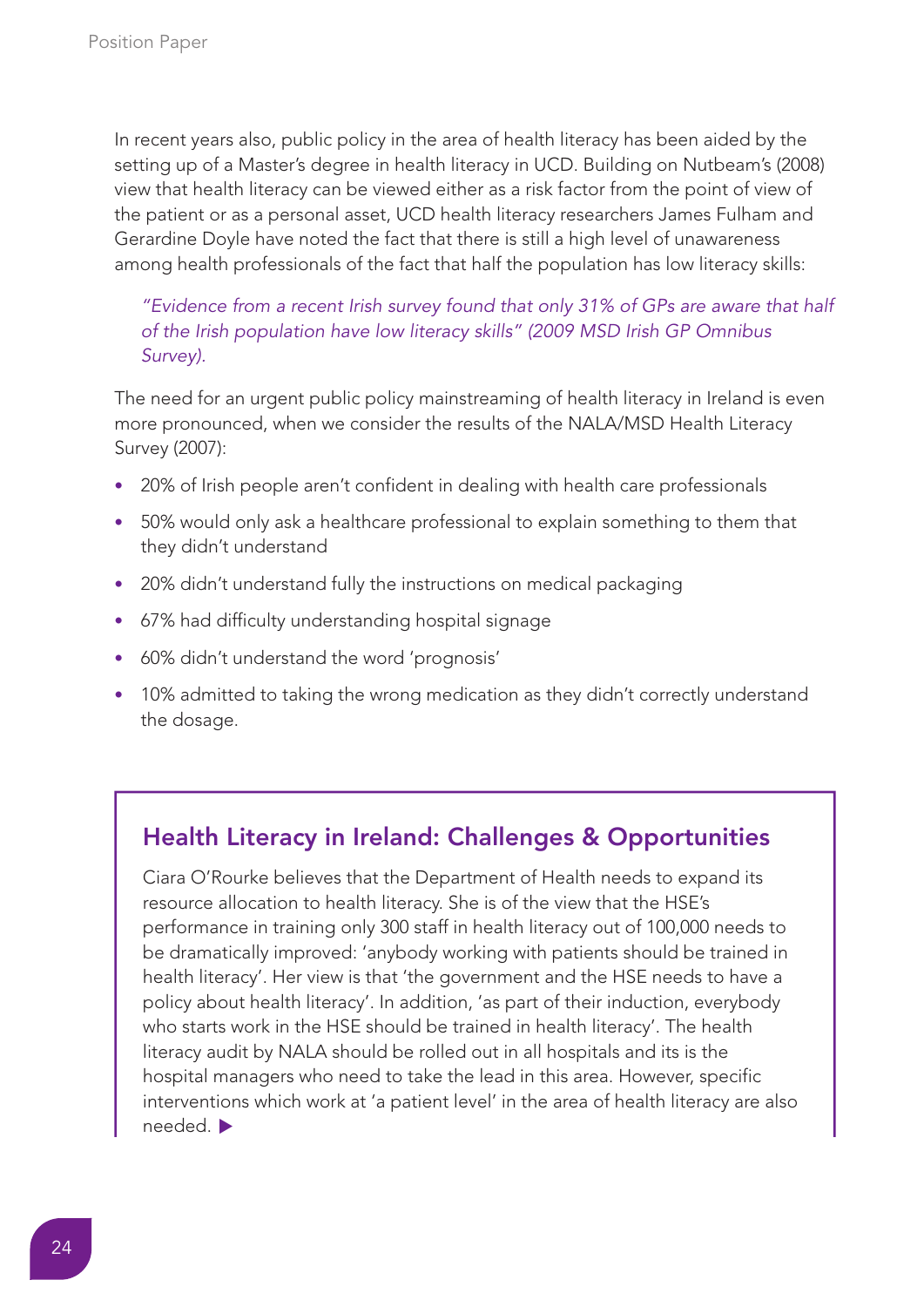In recent years also, public policy in the area of health literacy has been aided by the setting up of a Master's degree in health literacy in UCD. Building on Nutbeam's (2008) view that health literacy can be viewed either as a risk factor from the point of view of the patient or as a personal asset, UCD health literacy researchers James Fulham and Gerardine Doyle have noted the fact that there is still a high level of unawareness among health professionals of the fact that half the population has low literacy skills:

> *"Evidence from a recent Irish survey found that only 31% of GPs are aware that half of the Irish population have low literacy skills" (2009 MSD Irish GP Omnibus Survey).*

The need for an urgent public policy mainstreaming of health literacy in Ireland is even more pronounced, when we consider the results of the NALA/MSD Health Literacy Survey (2007):

- 20% of Irish people aren't confident in dealing with health care professionals
- 50% would only ask a healthcare professional to explain something to them that they didn't understand
- 20% didn't understand fully the instructions on medical packaging
- 67% had difficulty understanding hospital signage
- 60% didn't understand the word 'prognosis'
- 10% admitted to taking the wrong medication as they didn't correctly understand the dosage.

## Health Literacy in Ireland: Challenges & Opportunities

Ciara O'Rourke believes that the Department of Health needs to expand its resource allocation to health literacy. She is of the view that the HSE's performance in training only 300 staff in health literacy out of 100,000 needs to be dramatically improved: 'anybody working with patients should be trained in health literacy'. Her view is that 'the government and the HSE needs to have a policy about health literacy'. In addition, 'as part of their induction, everybody who starts work in the HSE should be trained in health literacy'. The health literacy audit by NALA should be rolled out in all hospitals and its is the hospital managers who need to take the lead in this area. However, specific interventions which work at 'a patient level' in the area of health literacy are also needed. ▶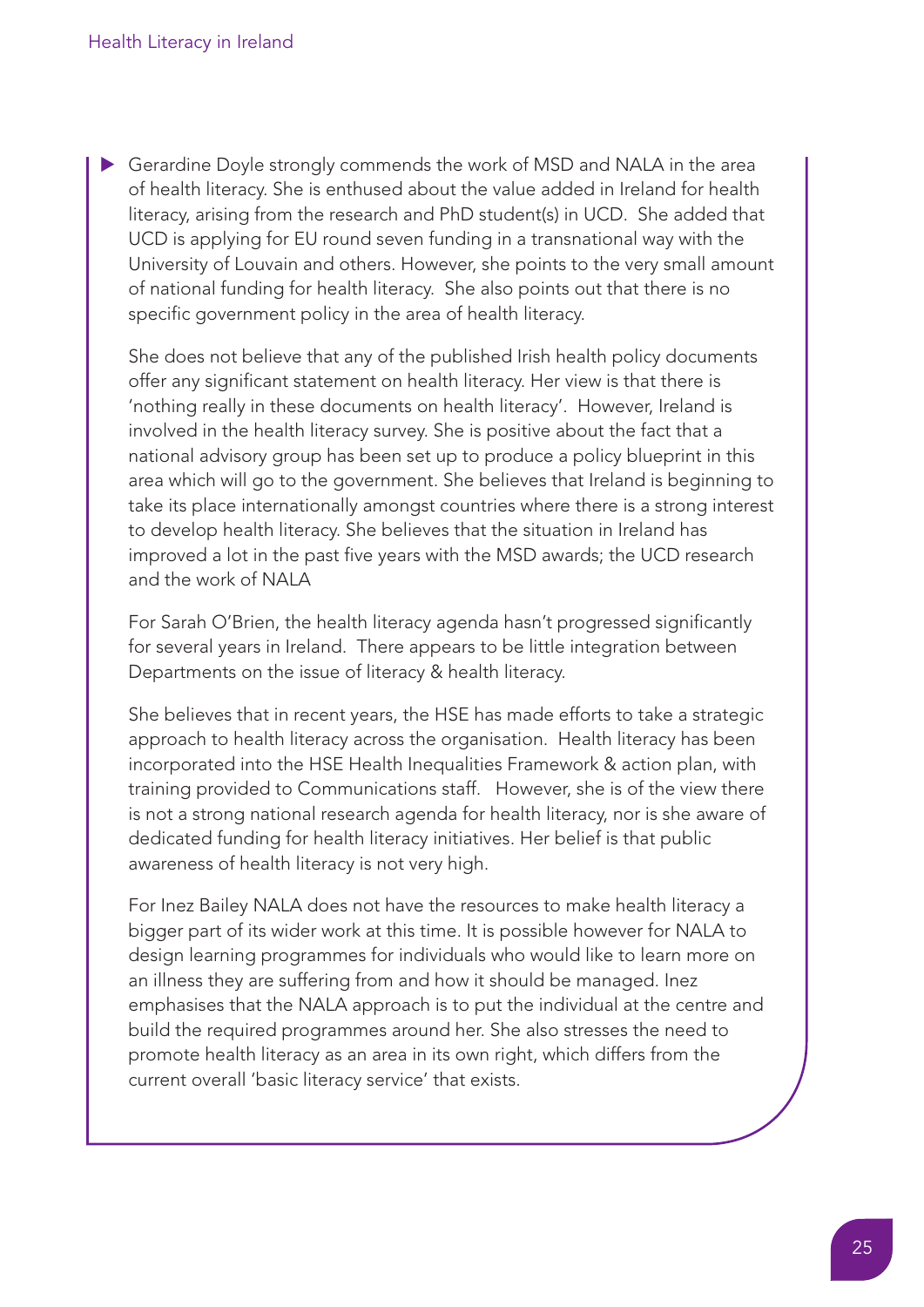- Gerardine Doyle strongly commends the work of MSD and NALA in the area of health literacy. She is enthused about the value added in Ireland for health literacy, arising from the research and PhD student(s) in UCD. She added that UCD is applying for EU round seven funding in a transnational way with the University of Louvain and others. However, she points to the very small amount of national funding for health literacy. She also points out that there is no specific government policy in the area of health literacy.

  She does not believe that any of the published Irish health policy documents offer any significant statement on health literacy. Her view is that there is 'nothing really in these documents on health literacy'. However, Ireland is involved in the health literacy survey. She is positive about the fact that a national advisory group has been set up to produce a policy blueprint in this area which will go to the government. She believes that Ireland is beginning to take its place internationally amongst countries where there is a strong interest to develop health literacy. She believes that the situation in Ireland has improved a lot in the past five years with the MSD awards; the UCD research and the work of NALA

  For Sarah O'Brien, the health literacy agenda hasn't progressed significantly for several years in Ireland. There appears to be little integration between Departments on the issue of literacy & health literacy.

  She believes that in recent years, the HSE has made efforts to take a strategic approach to health literacy across the organisation. Health literacy has been incorporated into the HSE Health Inequalities Framework & action plan, with training provided to Communications staff. However, she is of the view there is not a strong national research agenda for health literacy, nor is she aware of dedicated funding for health literacy initiatives. Her belief is that public awareness of health literacy is not very high.

  For Inez Bailey NALA does not have the resources to make health literacy a bigger part of its wider work at this time. It is possible however for NALA to design learning programmes for individuals who would like to learn more on an illness they are suffering from and how it should be managed. Inez emphasises that the NALA approach is to put the individual at the centre and build the required programmes around her. She also stresses the need to promote health literacy as an area in its own right, which differs from the current overall 'basic literacy service' that exists.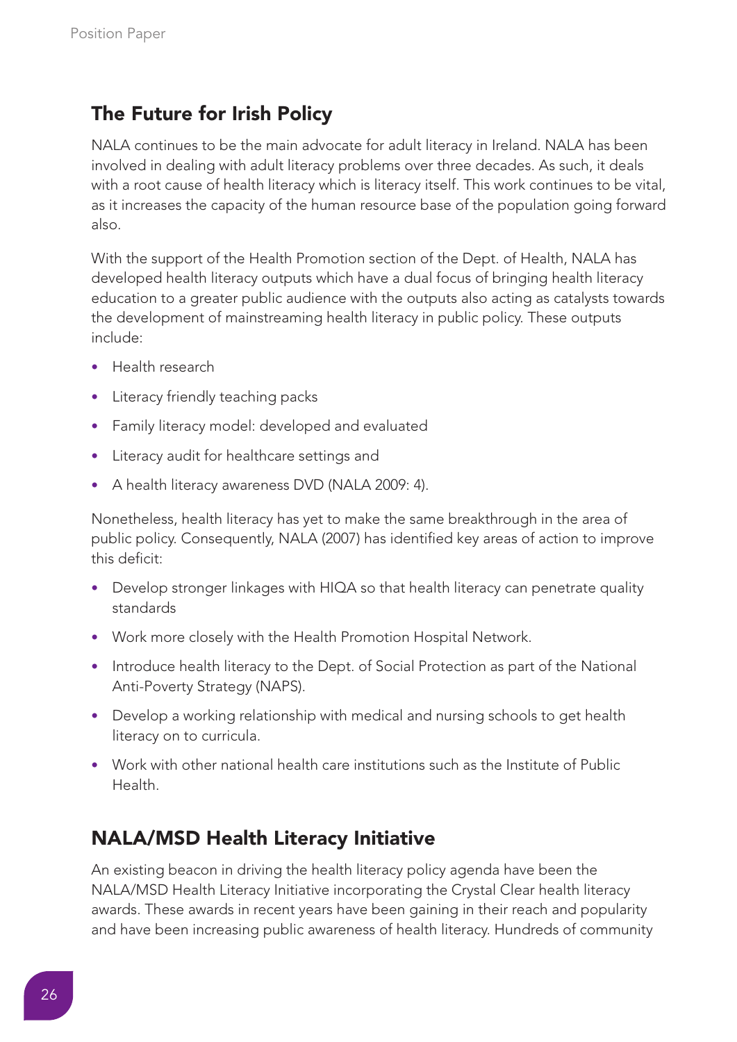## The Future for Irish Policy

NALA continues to be the main advocate for adult literacy in Ireland. NALA has been involved in dealing with adult literacy problems over three decades. As such, it deals with a root cause of health literacy which is literacy itself. This work continues to be vital, as it increases the capacity of the human resource base of the population going forward also.

With the support of the Health Promotion section of the Dept. of Health, NALA has developed health literacy outputs which have a dual focus of bringing health literacy education to a greater public audience with the outputs also acting as catalysts towards the development of mainstreaming health literacy in public policy. These outputs include:

- Health research
- Literacy friendly teaching packs
- Family literacy model: developed and evaluated
- Literacy audit for healthcare settings and
- A health literacy awareness DVD (NALA 2009: 4).

Nonetheless, health literacy has yet to make the same breakthrough in the area of public policy. Consequently, NALA (2007) has identified key areas of action to improve this deficit:

- Develop stronger linkages with HIQA so that health literacy can penetrate quality standards
- Work more closely with the Health Promotion Hospital Network.
- Introduce health literacy to the Dept. of Social Protection as part of the National Anti-Poverty Strategy (NAPS).
- Develop a working relationship with medical and nursing schools to get health literacy on to curricula.
- Work with other national health care institutions such as the Institute of Public Health.

## NALA/MSD Health Literacy Initiative

An existing beacon in driving the health literacy policy agenda have been the NALA/MSD Health Literacy Initiative incorporating the Crystal Clear health literacy awards. These awards in recent years have been gaining in their reach and popularity and have been increasing public awareness of health literacy. Hundreds of community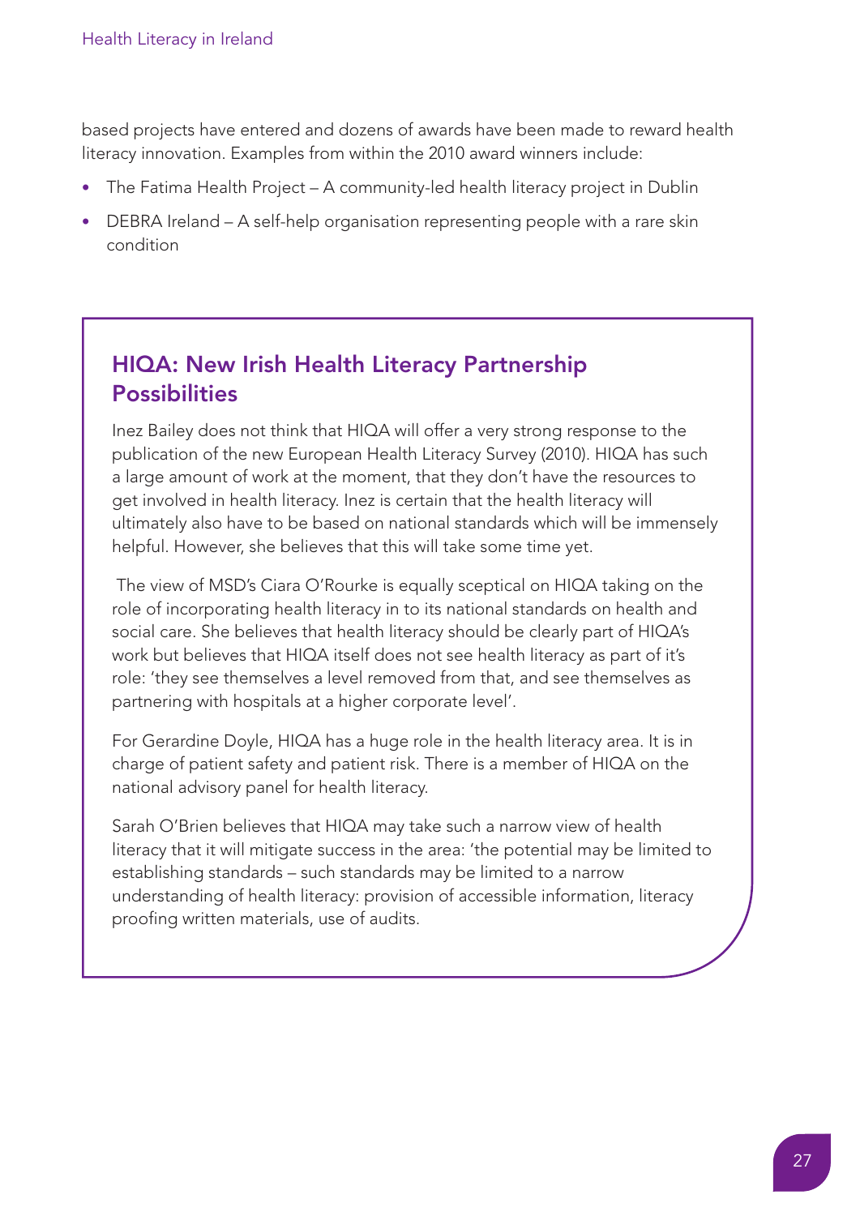based projects have entered and dozens of awards have been made to reward health literacy innovation. Examples from within the 2010 award winners include:

- The Fatima Health Project – A community-led health literacy project in Dublin
- DEBRA Ireland – A self-help organisation representing people with a rare skin condition

## HIQA: New Irish Health Literacy Partnership Possibilities

Inez Bailey does not think that HIQA will offer a very strong response to the publication of the new European Health Literacy Survey (2010). HIQA has such a large amount of work at the moment, that they don't have the resources to get involved in health literacy. Inez is certain that the health literacy will ultimately also have to be based on national standards which will be immensely helpful. However, she believes that this will take some time yet.

The view of MSD's Ciara O'Rourke is equally sceptical on HIQA taking on the role of incorporating health literacy in to its national standards on health and social care. She believes that health literacy should be clearly part of HIQA's work but believes that HIQA itself does not see health literacy as part of it's role: 'they see themselves a level removed from that, and see themselves as partnering with hospitals at a higher corporate level'.

For Gerardine Doyle, HIQA has a huge role in the health literacy area. It is in charge of patient safety and patient risk. There is a member of HIQA on the national advisory panel for health literacy.

Sarah O'Brien believes that HIQA may take such a narrow view of health literacy that it will mitigate success in the area: 'the potential may be limited to establishing standards – such standards may be limited to a narrow understanding of health literacy: provision of accessible information, literacy proofing written materials, use of audits.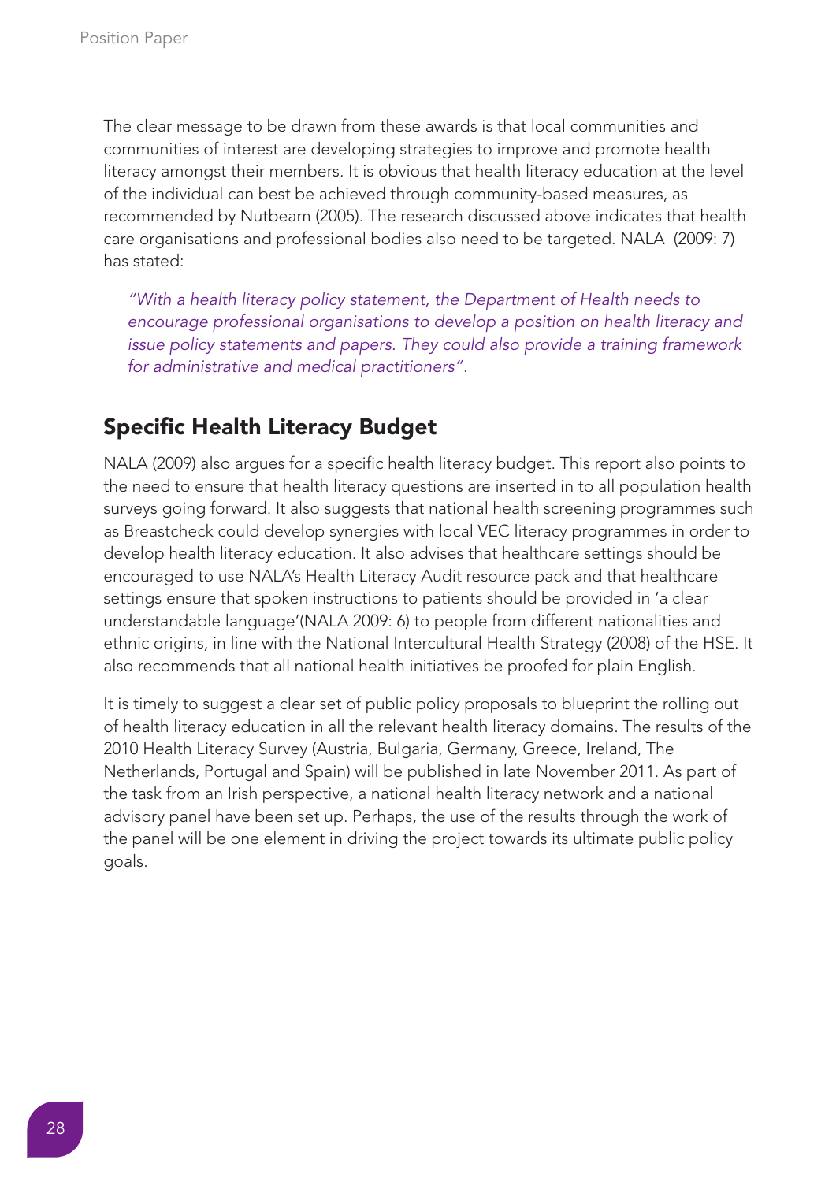The clear message to be drawn from these awards is that local communities and communities of interest are developing strategies to improve and promote health literacy amongst their members. It is obvious that health literacy education at the level of the individual can best be achieved through community-based measures, as recommended by Nutbeam (2005). The research discussed above indicates that health care organisations and professional bodies also need to be targeted. NALA (2009: 7) has stated:

> *"With a health literacy policy statement, the Department of Health needs to encourage professional organisations to develop a position on health literacy and issue policy statements and papers. They could also provide a training framework for administrative and medical practitioners".*

## Specific Health Literacy Budget

NALA (2009) also argues for a specific health literacy budget. This report also points to the need to ensure that health literacy questions are inserted in to all population health surveys going forward. It also suggests that national health screening programmes such as Breastcheck could develop synergies with local VEC literacy programmes in order to develop health literacy education. It also advises that healthcare settings should be encouraged to use NALA's Health Literacy Audit resource pack and that healthcare settings ensure that spoken instructions to patients should be provided in 'a clear understandable language'(NALA 2009: 6) to people from different nationalities and ethnic origins, in line with the National Intercultural Health Strategy (2008) of the HSE. It also recommends that all national health initiatives be proofed for plain English.

It is timely to suggest a clear set of public policy proposals to blueprint the rolling out of health literacy education in all the relevant health literacy domains. The results of the 2010 Health Literacy Survey (Austria, Bulgaria, Germany, Greece, Ireland, The Netherlands, Portugal and Spain) will be published in late November 2011. As part of the task from an Irish perspective, a national health literacy network and a national advisory panel have been set up. Perhaps, the use of the results through the work of the panel will be one element in driving the project towards its ultimate public policy goals.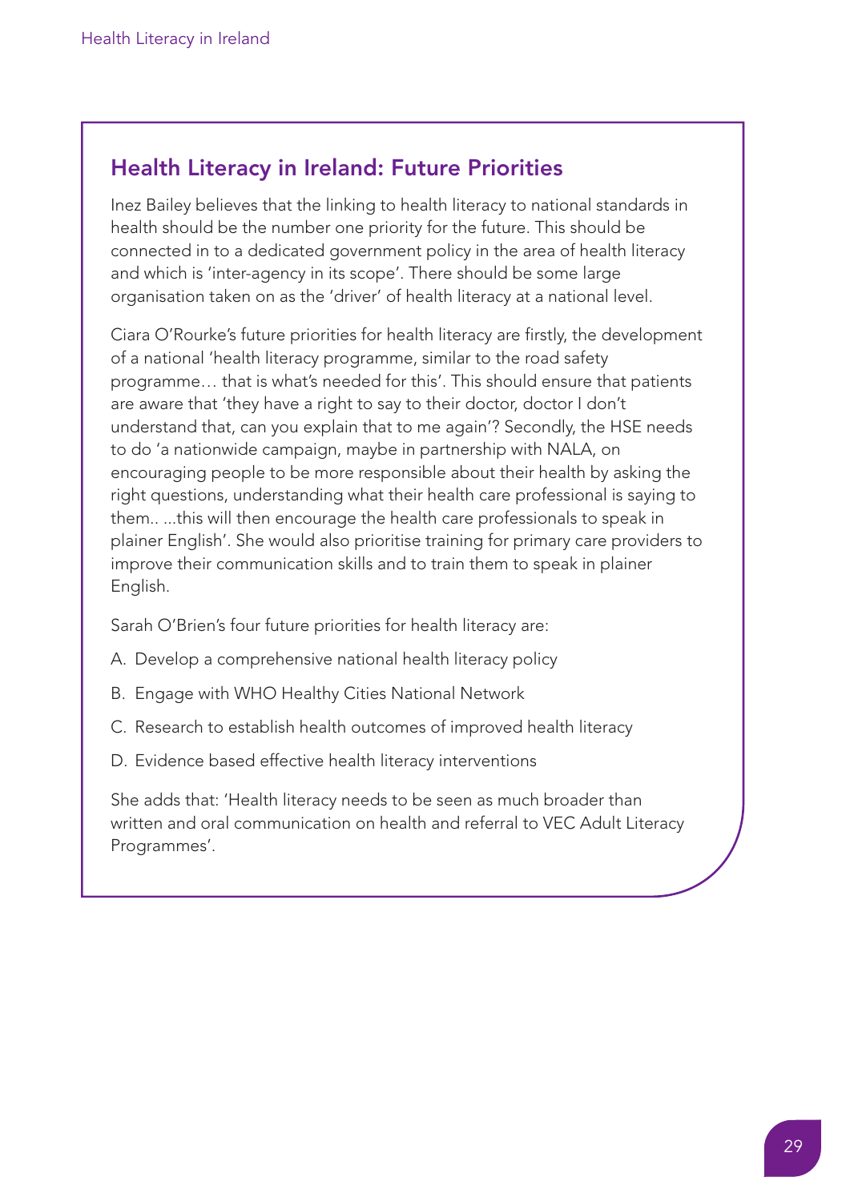## Health Literacy in Ireland: Future Priorities

Inez Bailey believes that the linking to health literacy to national standards in health should be the number one priority for the future. This should be connected in to a dedicated government policy in the area of health literacy and which is 'inter-agency in its scope'. There should be some large organisation taken on as the 'driver' of health literacy at a national level.

Ciara O'Rourke's future priorities for health literacy are firstly, the development of a national 'health literacy programme, similar to the road safety programme… that is what's needed for this'. This should ensure that patients are aware that 'they have a right to say to their doctor, doctor I don't understand that, can you explain that to me again'? Secondly, the HSE needs to do 'a nationwide campaign, maybe in partnership with NALA, on encouraging people to be more responsible about their health by asking the right questions, understanding what their health care professional is saying to them.. ...this will then encourage the health care professionals to speak in plainer English'. She would also prioritise training for primary care providers to improve their communication skills and to train them to speak in plainer English.

Sarah O'Brien's four future priorities for health literacy are:

A. Develop a comprehensive national health literacy policy

B. Engage with WHO Healthy Cities National Network

C. Research to establish health outcomes of improved health literacy

D. Evidence based effective health literacy interventions

She adds that: 'Health literacy needs to be seen as much broader than written and oral communication on health and referral to VEC Adult Literacy Programmes'.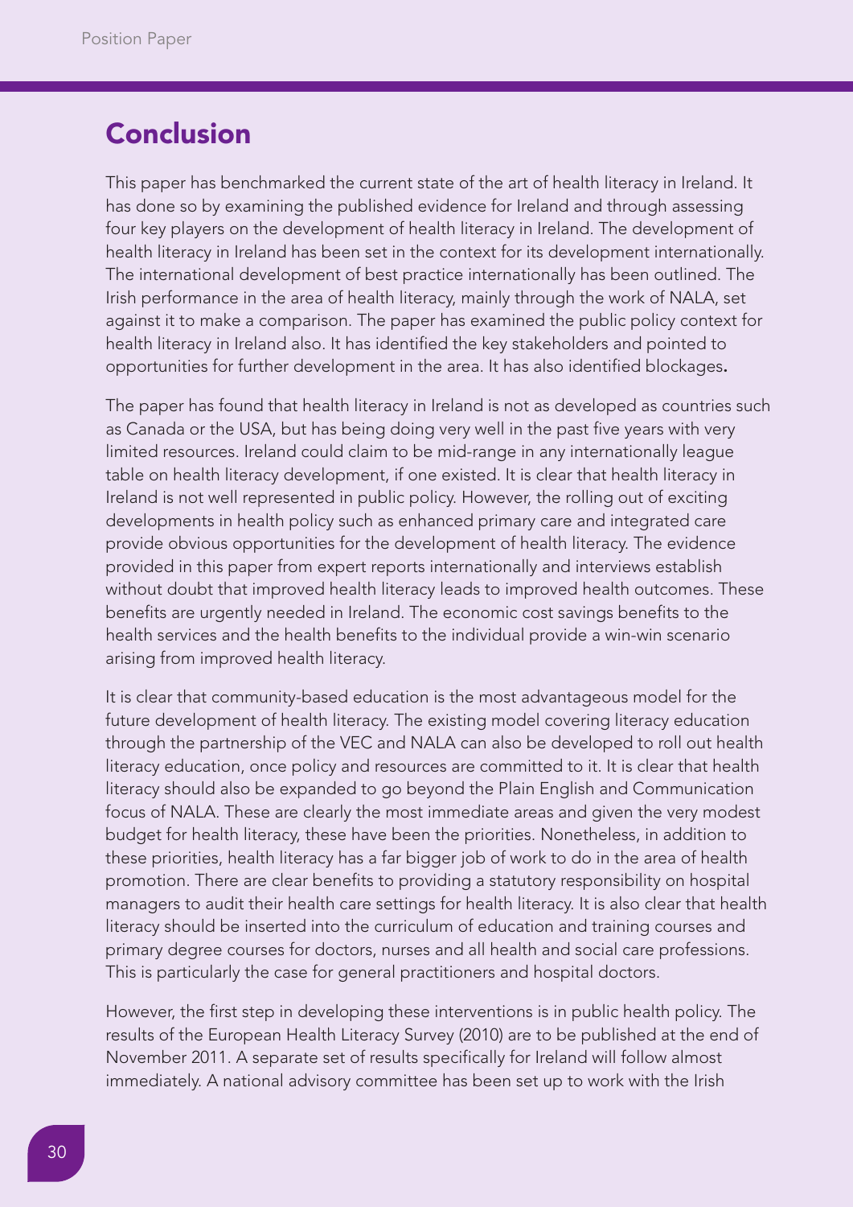## Conclusion

This paper has benchmarked the current state of the art of health literacy in Ireland. It has done so by examining the published evidence for Ireland and through assessing four key players on the development of health literacy in Ireland. The development of health literacy in Ireland has been set in the context for its development internationally. The international development of best practice internationally has been outlined. The Irish performance in the area of health literacy, mainly through the work of NALA, set against it to make a comparison. The paper has examined the public policy context for health literacy in Ireland also. It has identified the key stakeholders and pointed to opportunities for further development in the area. It has also identified blockages.

The paper has found that health literacy in Ireland is not as developed as countries such as Canada or the USA, but has being doing very well in the past five years with very limited resources. Ireland could claim to be mid-range in any internationally league table on health literacy development, if one existed. It is clear that health literacy in Ireland is not well represented in public policy. However, the rolling out of exciting developments in health policy such as enhanced primary care and integrated care provide obvious opportunities for the development of health literacy. The evidence provided in this paper from expert reports internationally and interviews establish without doubt that improved health literacy leads to improved health outcomes. These benefits are urgently needed in Ireland. The economic cost savings benefits to the health services and the health benefits to the individual provide a win-win scenario arising from improved health literacy.

It is clear that community-based education is the most advantageous model for the future development of health literacy. The existing model covering literacy education through the partnership of the VEC and NALA can also be developed to roll out health literacy education, once policy and resources are committed to it. It is clear that health literacy should also be expanded to go beyond the Plain English and Communication focus of NALA. These are clearly the most immediate areas and given the very modest budget for health literacy, these have been the priorities. Nonetheless, in addition to these priorities, health literacy has a far bigger job of work to do in the area of health promotion. There are clear benefits to providing a statutory responsibility on hospital managers to audit their health care settings for health literacy. It is also clear that health literacy should be inserted into the curriculum of education and training courses and primary degree courses for doctors, nurses and all health and social care professions. This is particularly the case for general practitioners and hospital doctors.

However, the first step in developing these interventions is in public health policy. The results of the European Health Literacy Survey (2010) are to be published at the end of November 2011. A separate set of results specifically for Ireland will follow almost immediately. A national advisory committee has been set up to work with the Irish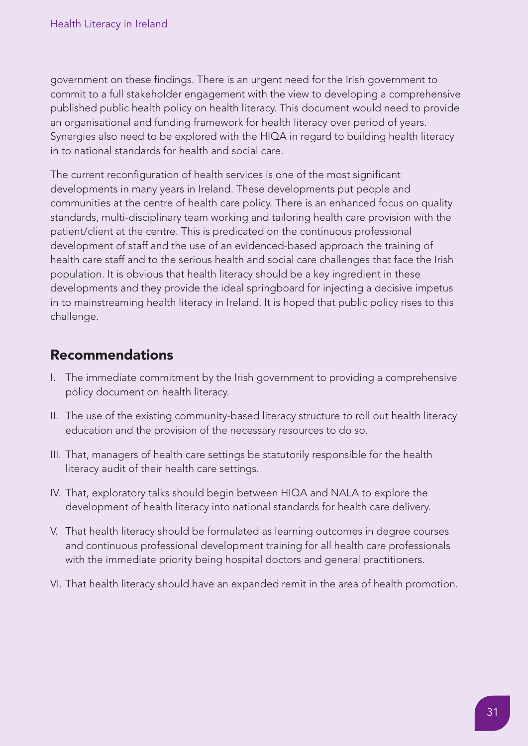government on these findings. There is an urgent need for the Irish government to commit to a full stakeholder engagement with the view to developing a comprehensive published public health policy on health literacy. This document would need to provide an organisational and funding framework for health literacy over period of years. Synergies also need to be explored with the HIQA in regard to building health literacy in to national standards for health and social care.

The current reconfiguration of health services is one of the most significant developments in many years in Ireland. These developments put people and communities at the centre of health care policy. There is an enhanced focus on quality standards, multi-disciplinary team working and tailoring health care provision with the patient/client at the centre. This is predicated on the continuous professional development of staff and the use of an evidenced-based approach the training of health care staff and to the serious health and social care challenges that face the Irish population. It is obvious that health literacy should be a key ingredient in these developments and they provide the ideal springboard for injecting a decisive impetus in to mainstreaming health literacy in Ireland. It is hoped that public policy rises to this challenge.

## Recommendations

I. The immediate commitment by the Irish government to providing a comprehensive policy document on health literacy.

II. The use of the existing community-based literacy structure to roll out health literacy education and the provision of the necessary resources to do so.

III. That, managers of health care settings be statutorily responsible for the health literacy audit of their health care settings.

IV. That, exploratory talks should begin between HIQA and NALA to explore the development of health literacy into national standards for health care delivery.

V. That health literacy should be formulated as learning outcomes in degree courses and continuous professional development training for all health care professionals with the immediate priority being hospital doctors and general practitioners.

VI. That health literacy should have an expanded remit in the area of health promotion.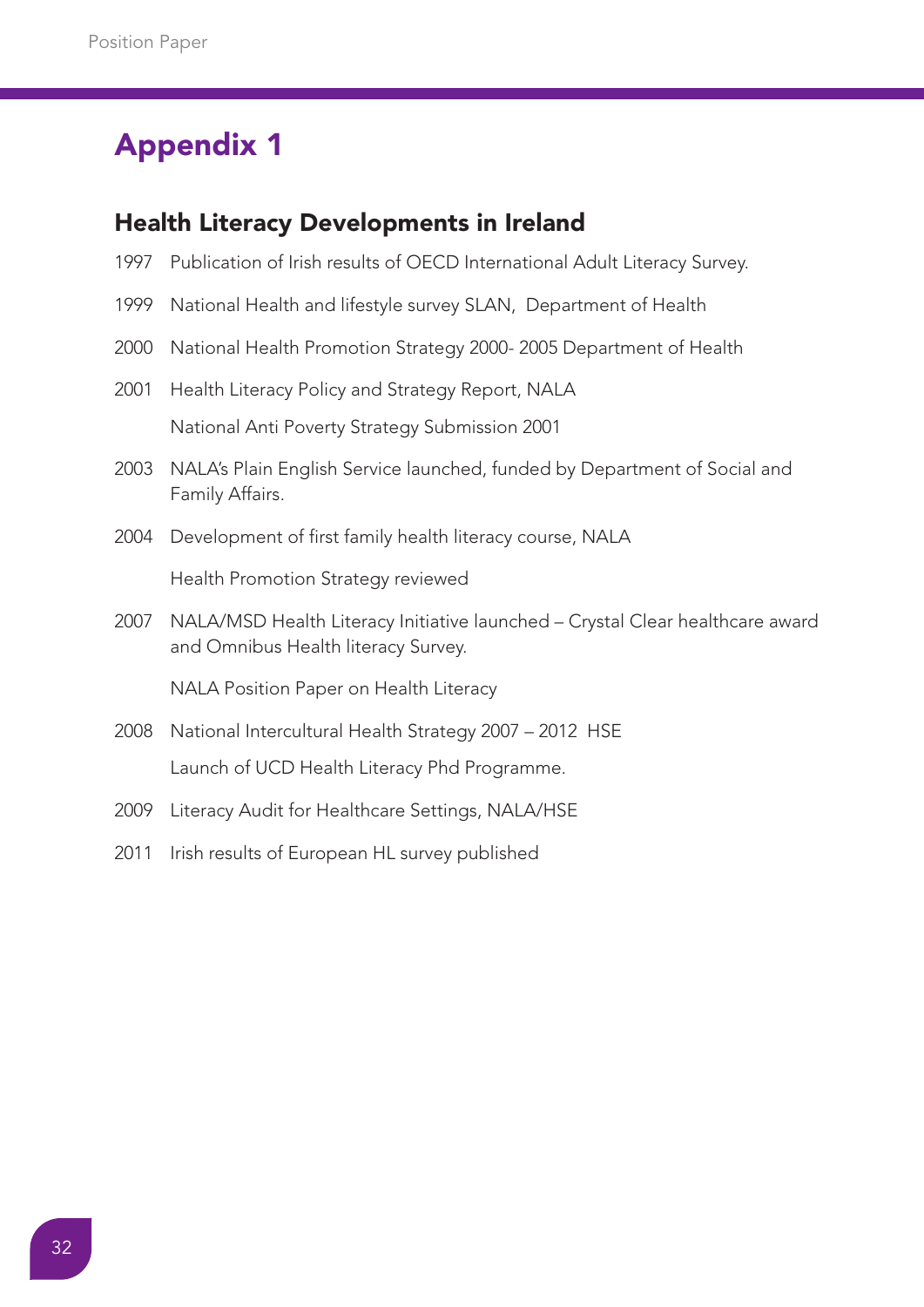# Appendix 1

## Health Literacy Developments in Ireland

1997 Publication of Irish results of OECD International Adult Literacy Survey.

1999 National Health and lifestyle survey SLAN, Department of Health

2000 National Health Promotion Strategy 2000- 2005 Department of Health

2001 Health Literacy Policy and Strategy Report, NALA

National Anti Poverty Strategy Submission 2001

2003 NALA's Plain English Service launched, funded by Department of Social and Family Affairs.

2004 Development of first family health literacy course, NALA

Health Promotion Strategy reviewed

2007 NALA/MSD Health Literacy Initiative launched – Crystal Clear healthcare award and Omnibus Health literacy Survey.

NALA Position Paper on Health Literacy

2008 National Intercultural Health Strategy 2007 – 2012 HSE

Launch of UCD Health Literacy Phd Programme.

2009 Literacy Audit for Healthcare Settings, NALA/HSE

2011 Irish results of European HL survey published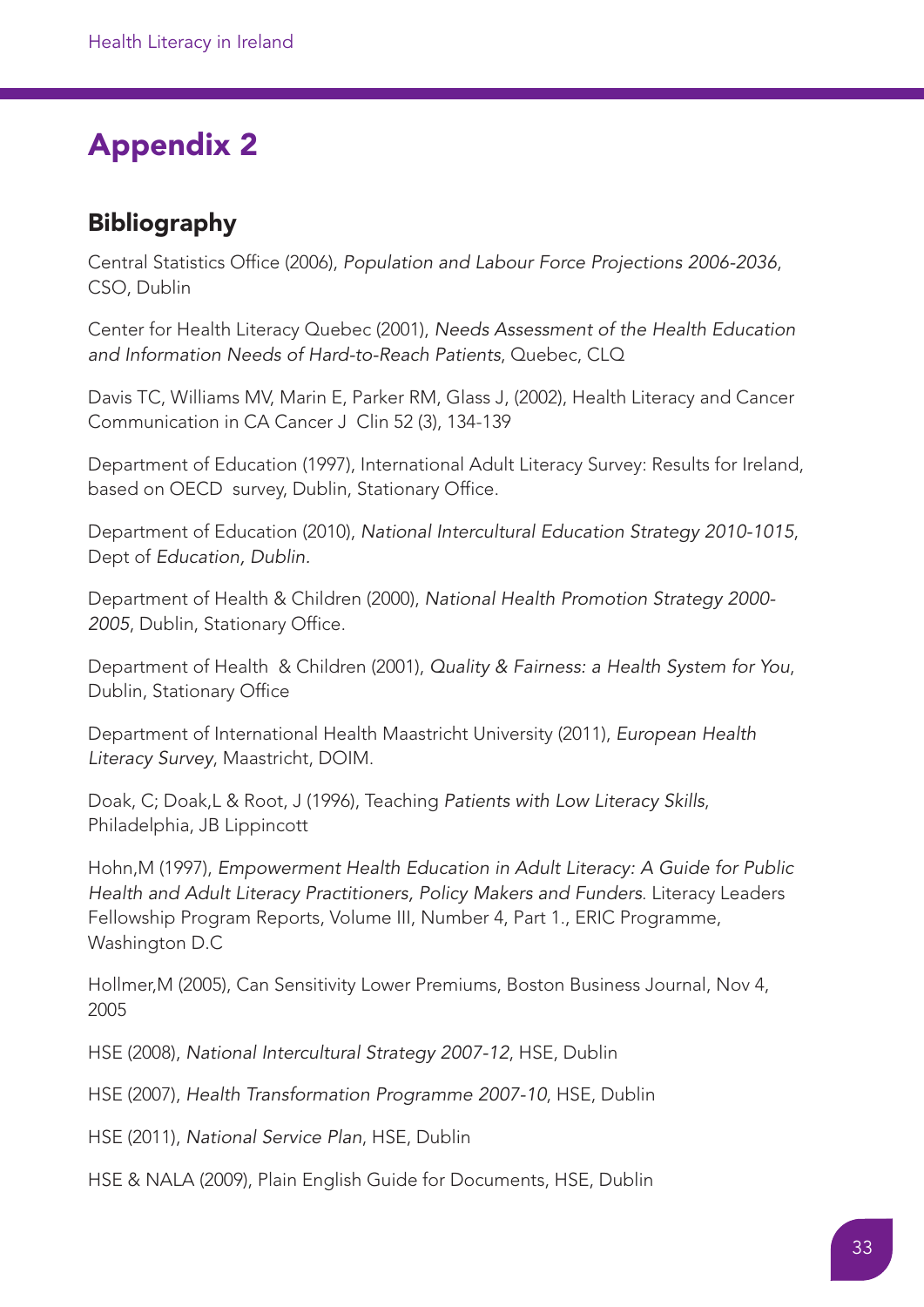# Appendix 2

## Bibliography

Central Statistics Office (2006), *Population and Labour Force Projections 2006-2036*, CSO, Dublin

Center for Health Literacy Quebec (2001), *Needs Assessment of the Health Education and Information Needs of Hard-to-Reach Patients*, Quebec, CLQ

Davis TC, Williams MV, Marin E, Parker RM, Glass J, (2002), Health Literacy and Cancer Communication in CA Cancer J Clin 52 (3), 134-139

Department of Education (1997), International Adult Literacy Survey: Results for Ireland, based on OECD survey, Dublin, Stationary Office.

Department of Education (2010), *National Intercultural Education Strategy 2010-1015*, Dept of *Education, Dublin*.

Department of Health & Children (2000), *National Health Promotion Strategy 2000-2005*, Dublin, Stationary Office.

Department of Health & Children (2001), *Quality & Fairness: a Health System for You*, Dublin, Stationary Office

Department of International Health Maastricht University (2011), *European Health Literacy Survey*, Maastricht, DOIM.

Doak, C; Doak,L & Root, J (1996), Teaching *Patients with Low Literacy Skills*, Philadelphia, JB Lippincott

Hohn,M (1997), *Empowerment Health Education in Adult Literacy: A Guide for Public Health and Adult Literacy Practitioners, Policy Makers and Funders*. Literacy Leaders Fellowship Program Reports, Volume III, Number 4, Part 1., ERIC Programme, Washington D.C

Hollmer,M (2005), Can Sensitivity Lower Premiums, Boston Business Journal, Nov 4, 2005

HSE (2008), *National Intercultural Strategy 2007-12*, HSE, Dublin

HSE (2007), *Health Transformation Programme 2007-10*, HSE, Dublin

HSE (2011), *National Service Plan*, HSE, Dublin

HSE & NALA (2009), Plain English Guide for Documents, HSE, Dublin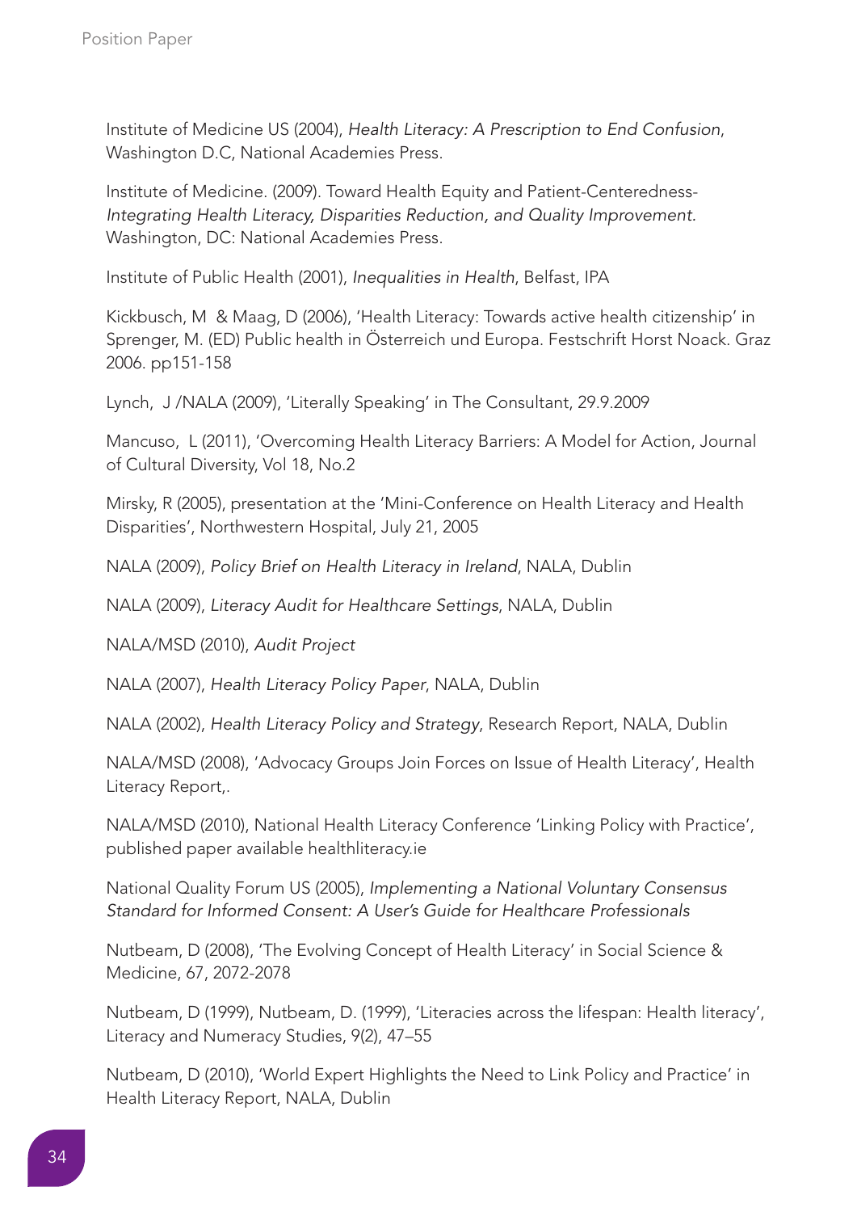Institute of Medicine US (2004), *Health Literacy: A Prescription to End Confusion*, Washington D.C, National Academies Press.

Institute of Medicine. (2009). Toward Health Equity and Patient-Centeredness- *Integrating Health Literacy, Disparities Reduction, and Quality Improvement.* Washington, DC: National Academies Press.

Institute of Public Health (2001), *Inequalities in Health*, Belfast, IPA

Kickbusch, M & Maag, D (2006), 'Health Literacy: Towards active health citizenship' in Sprenger, M. (ED) Public health in Österreich und Europa. Festschrift Horst Noack. Graz 2006. pp151-158

Lynch, J /NALA (2009), 'Literally Speaking' in The Consultant, 29.9.2009

Mancuso, L (2011), 'Overcoming Health Literacy Barriers: A Model for Action, Journal of Cultural Diversity, Vol 18, No.2

Mirsky, R (2005), presentation at the 'Mini-Conference on Health Literacy and Health Disparities', Northwestern Hospital, July 21, 2005

NALA (2009), *Policy Brief on Health Literacy in Ireland*, NALA, Dublin

NALA (2009), *Literacy Audit for Healthcare Settings*, NALA, Dublin

NALA/MSD (2010), *Audit Project*

NALA (2007), *Health Literacy Policy Paper*, NALA, Dublin

NALA (2002), *Health Literacy Policy and Strategy*, Research Report, NALA, Dublin

NALA/MSD (2008), 'Advocacy Groups Join Forces on Issue of Health Literacy', Health Literacy Report,.

NALA/MSD (2010), National Health Literacy Conference 'Linking Policy with Practice', published paper available healthliteracy.ie

National Quality Forum US (2005), *Implementing a National Voluntary Consensus Standard for Informed Consent: A User's Guide for Healthcare Professionals*

Nutbeam, D (2008), 'The Evolving Concept of Health Literacy' in Social Science & Medicine, 67, 2072-2078

Nutbeam, D (1999), Nutbeam, D. (1999), 'Literacies across the lifespan: Health literacy', Literacy and Numeracy Studies, 9(2), 47–55

Nutbeam, D (2010), 'World Expert Highlights the Need to Link Policy and Practice' in Health Literacy Report, NALA, Dublin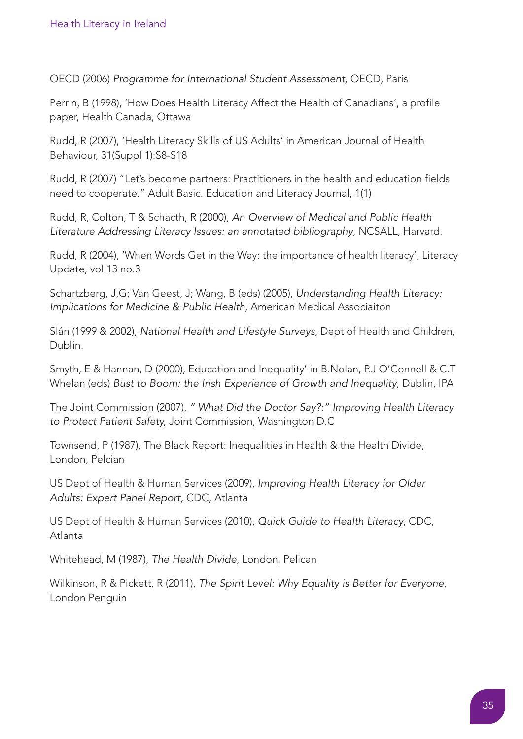OECD (2006) *Programme for International Student Assessment*, OECD, Paris

Perrin, B (1998), 'How Does Health Literacy Affect the Health of Canadians', a profile paper, Health Canada, Ottawa

Rudd, R (2007), 'Health Literacy Skills of US Adults' in American Journal of Health Behaviour, 31(Suppl 1):S8-S18

Rudd, R (2007) "Let's become partners: Practitioners in the health and education fields need to cooperate." Adult Basic. Education and Literacy Journal, 1(1)

Rudd, R, Colton, T & Schacth, R (2000), *An Overview of Medical and Public Health Literature Addressing Literacy Issues: an annotated bibliography*, NCSALL, Harvard.

Rudd, R (2004), 'When Words Get in the Way: the importance of health literacy', Literacy Update, vol 13 no.3

Schartzberg, J,G; Van Geest, J; Wang, B (eds) (2005), *Understanding Health Literacy: Implications for Medicine & Public Health*, American Medical Associaiton

Slán (1999 & 2002), *National Health and Lifestyle Surveys*, Dept of Health and Children, Dublin.

Smyth, E & Hannan, D (2000), Education and Inequality' in B.Nolan, P.J O'Connell & C.T Whelan (eds) *Bust to Boom: the Irish Experience of Growth and Inequality*, Dublin, IPA

The Joint Commission (2007), *" What Did the Doctor Say?:" Improving Health Literacy to Protect Patient Safety,* Joint Commission, Washington D.C

Townsend, P (1987), The Black Report: Inequalities in Health & the Health Divide, London, Pelcian

US Dept of Health & Human Services (2009), *Improving Health Literacy for Older Adults: Expert Panel Report,* CDC, Atlanta

US Dept of Health & Human Services (2010), *Quick Guide to Health Literacy*, CDC, Atlanta

Whitehead, M (1987), *The Health Divide*, London, Pelican

Wilkinson, R & Pickett, R (2011), *The Spirit Level: Why Equality is Better for Everyone*, London Penguin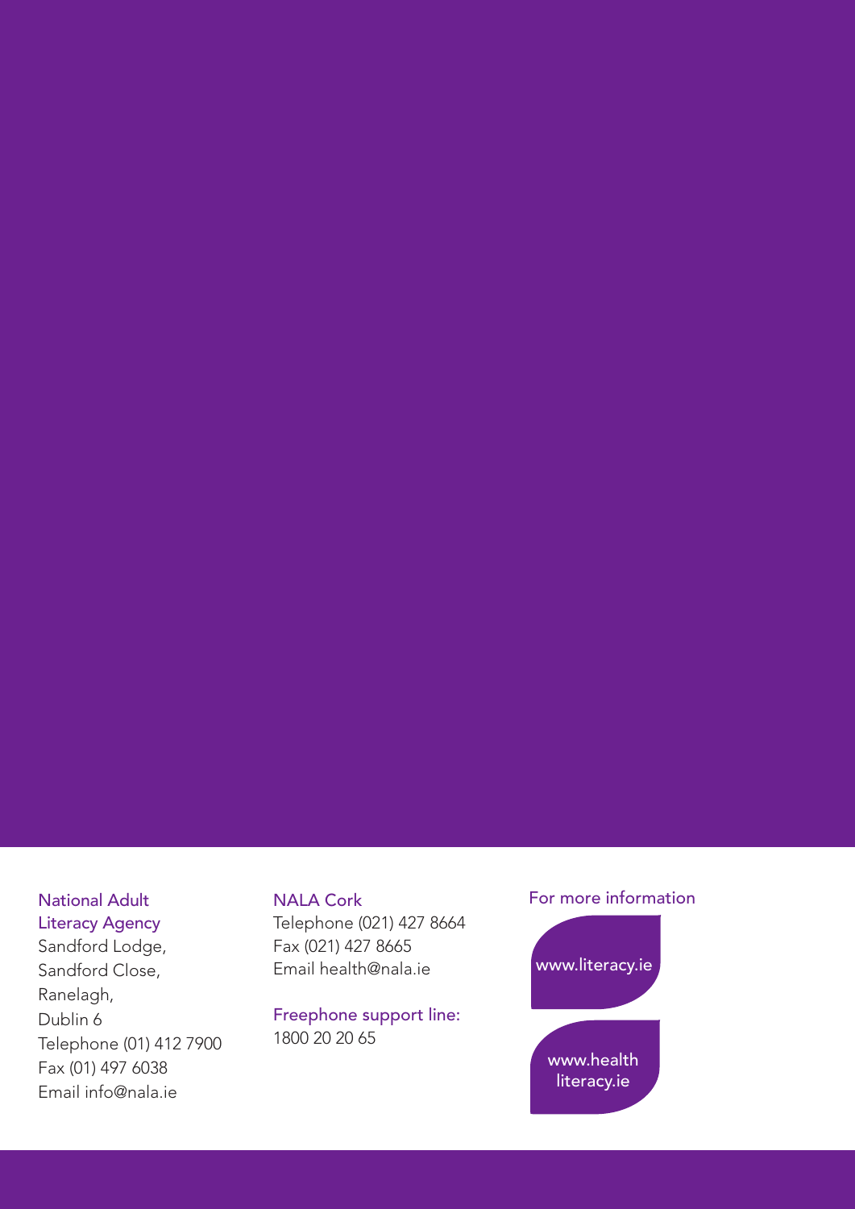**National Adult Literacy Agency**
Sandford Lodge,
Sandford Close,
Ranelagh,
Dublin 6
Telephone (01) 412 7900
Fax (01) 497 6038
Email info@nala.ie

**NALA Cork**
Telephone (021) 427 8664
Fax (021) 427 8665
Email health@nala.ie

**Freephone support line:**
1800 20 20 65

**For more information**

www.literacy.ie

www.healthliteracy.ie